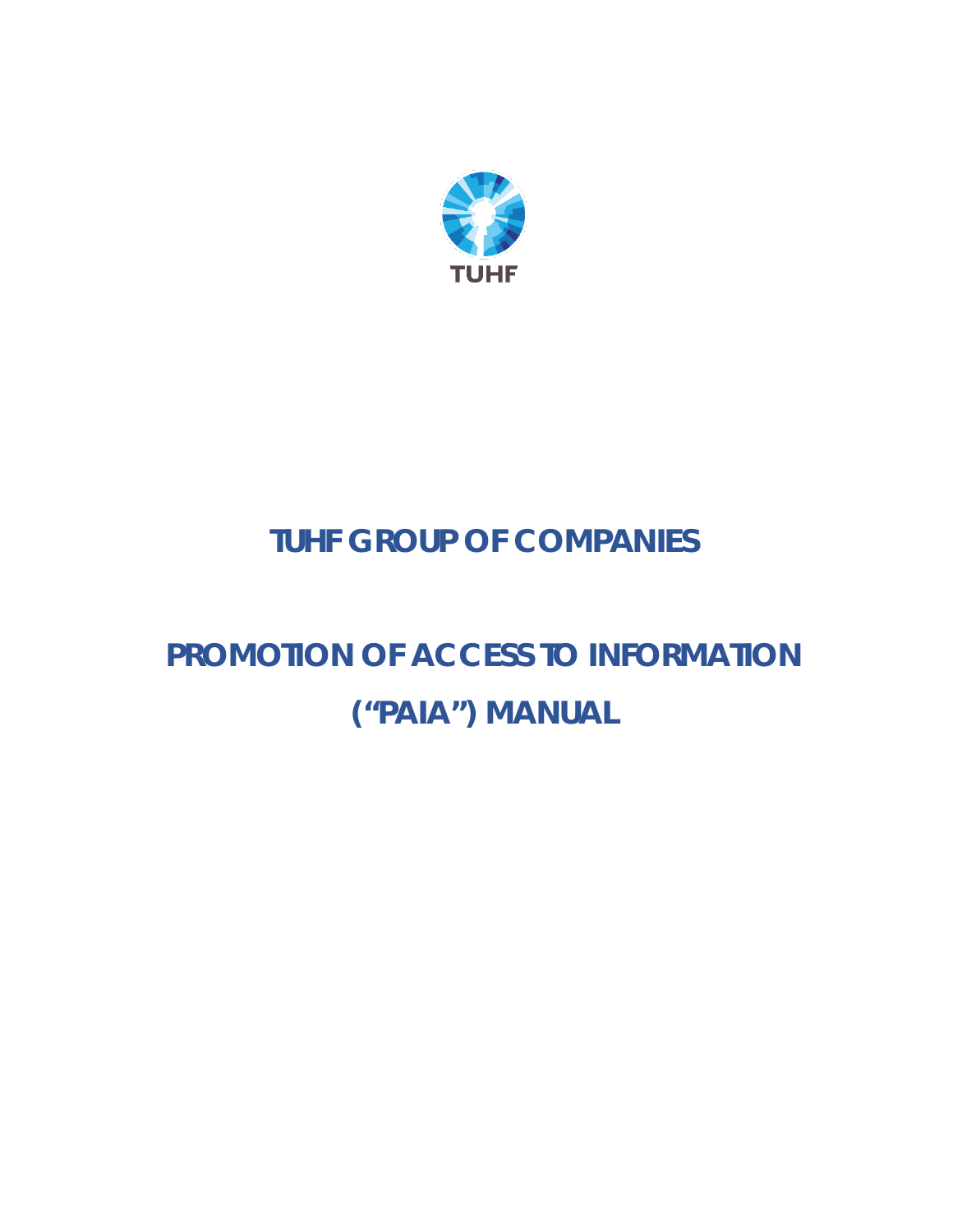TUHF

# TUHF GROUP OF COMPANIES

# PROMOTION OF ACCESS TO INFORMATION ("PAIA") MANUAL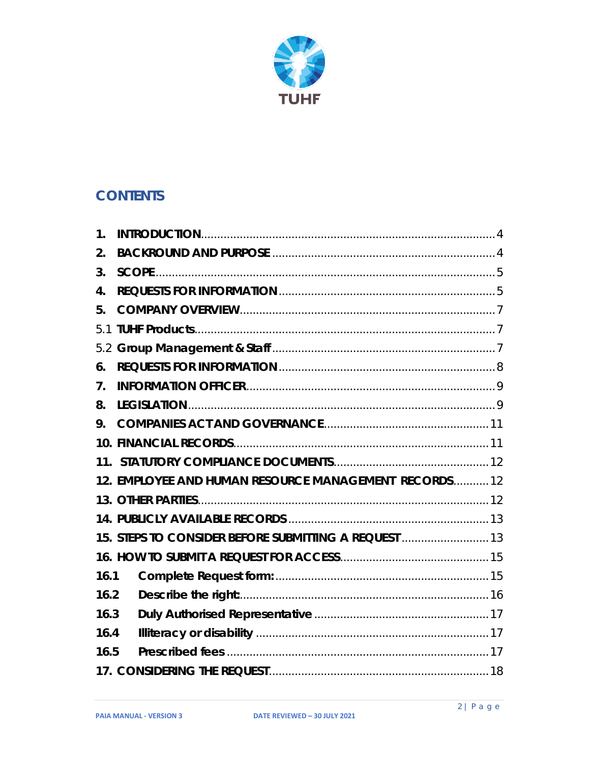TUHF

## CONTENTS

1. **INTRODUCTION** .......... 4
2. **BACKROUND AND PURPOSE** .......... 4
3. **SCOPE** .......... 5
4. **REQUESTS FOR INFORMATION** .......... 5
5. **COMPANY OVERVIEW** .......... 7

5.1 **TUHF Products** .......... 7

5.2 **Group Management & Staff** .......... 7

6. **REQUESTS FOR INFORMATION** .......... 8
7. **INFORMATION OFFICER** .......... 9
8. **LEGISLATION** .......... 9
9. **COMPANIES ACT AND GOVERNANCE** .......... 11
10. **FINANCIAL RECORDS** .......... 11
11. **STATUTORY COMPLIANCE DOCUMENTS** .......... 12
12. **EMPLOYEE AND HUMAN RESOURCE MANAGEMENT RECORDS** .......... 12
13. **OTHER PARTIES** .......... 12
14. **PUBLICLY AVAILABLE RECORDS** .......... 13
15. **STEPS TO CONSIDER BEFORE SUBMITTING A REQUEST** .......... 13
16. **HOW TO SUBMIT A REQUEST FOR ACCESS** .......... 15

**16.1 Complete Request form:** .......... 15

**16.2 Describe the right:** .......... 16

**16.3 Duly Authorised Representative** .......... 17

**16.4 Illiteracy or disability** .......... 17

**16.5 Prescribed fees** .......... 17

17. **CONSIDERING THE REQUEST** .......... 18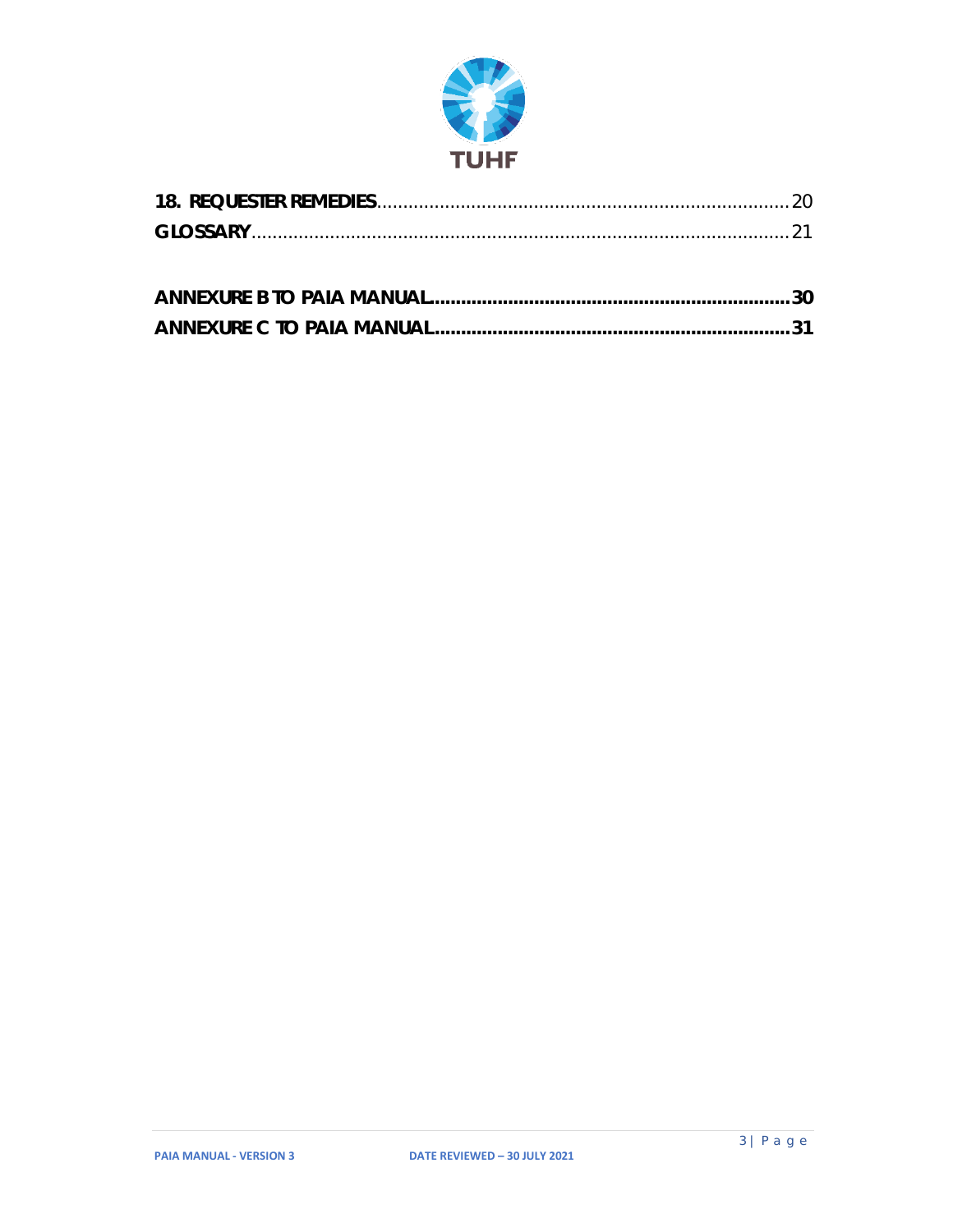**18. REQUESTER REMEDIES**.............................................................................20

**GLOSSARY**....................................................................................................21

**ANNEXURE B TO PAIA MANUAL.................................................................30**

**ANNEXURE C TO PAIA MANUAL.................................................................31**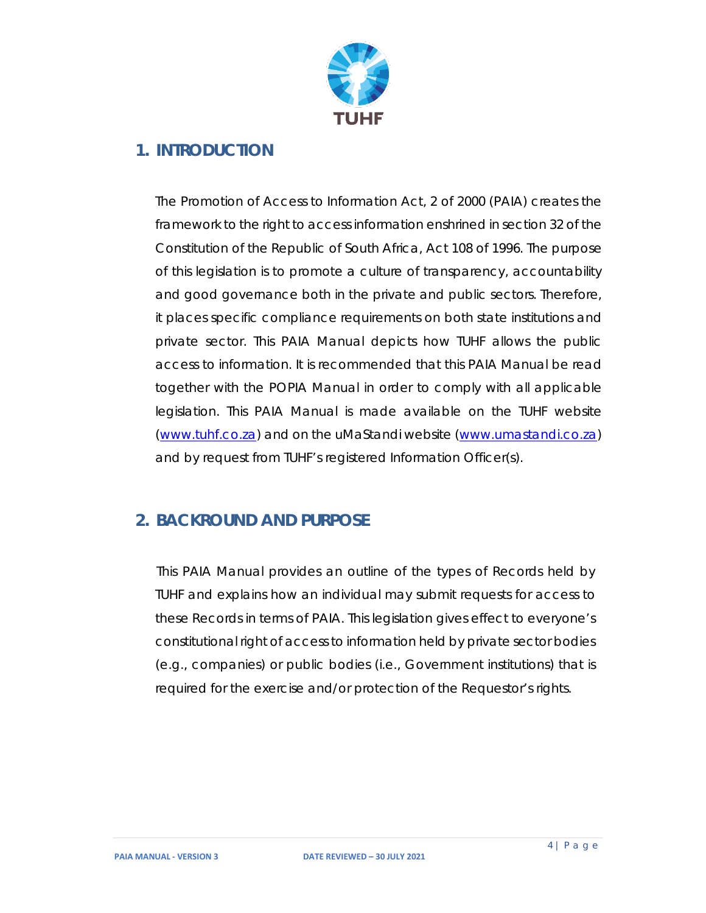## 1. INTRODUCTION

The Promotion of Access to Information Act, 2 of 2000 (PAIA) creates the framework to the right to access information enshrined in section 32 of the Constitution of the Republic of South Africa, Act 108 of 1996. The purpose of this legislation is to promote a culture of transparency, accountability and good governance both in the private and public sectors. Therefore, it places specific compliance requirements on both state institutions and private sector. This PAIA Manual depicts how TUHF allows the public access to information. It is recommended that this PAIA Manual be read together with the POPIA Manual in order to comply with all applicable legislation. This PAIA Manual is made available on the TUHF website (www.tuhf.co.za) and on the uMaStandi website (www.umastandi.co.za) and by request from TUHF's registered Information Officer(s).

## 2. BACKROUND AND PURPOSE

This PAIA Manual provides an outline of the types of Records held by TUHF and explains how an individual may submit requests for access to these Records in terms of PAIA. This legislation gives effect to everyone's constitutional right of access to information held by private sector bodies (e.g., companies) or public bodies (i.e., Government institutions) that is required for the exercise and/or protection of the Requestor's rights.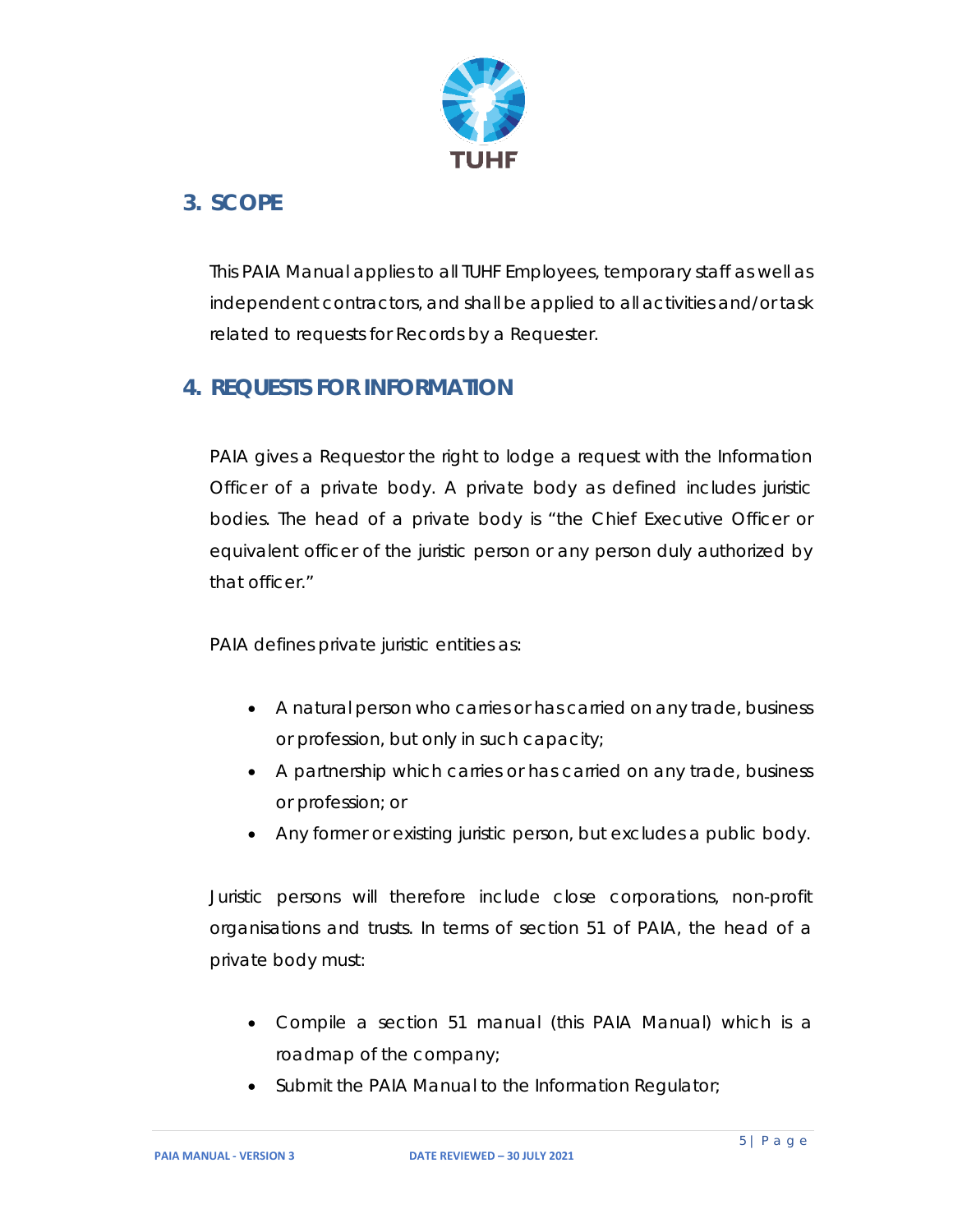## 3. SCOPE

This PAIA Manual applies to all TUHF Employees, temporary staff as well as independent contractors, and shall be applied to all activities and/or task related to requests for Records by a Requester.

## 4. REQUESTS FOR INFORMATION

PAIA gives a Requestor the right to lodge a request with the Information Officer of a private body. A private body as defined includes juristic bodies. The head of a private body is "the Chief Executive Officer or equivalent officer of the juristic person or any person duly authorized by that officer."

PAIA defines private juristic entities as:

- A natural person who carries or has carried on any trade, business or profession, but only in such capacity;
- A partnership which carries or has carried on any trade, business or profession; or
- Any former or existing juristic person, but excludes a public body.

Juristic persons will therefore include close corporations, non-profit organisations and trusts. In terms of section 51 of PAIA, the head of a private body must:

- Compile a section 51 manual (this PAIA Manual) which is a roadmap of the company;
- Submit the PAIA Manual to the Information Regulator;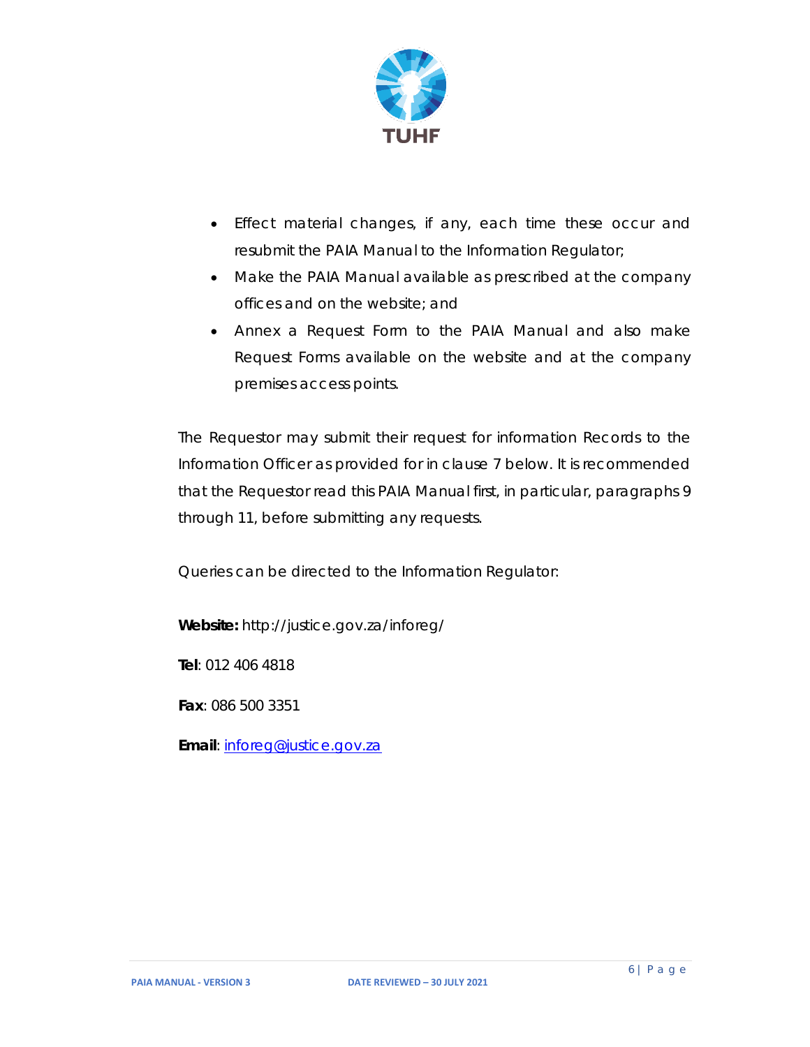- Effect material changes, if any, each time these occur and resubmit the PAIA Manual to the Information Regulator;
- Make the PAIA Manual available as prescribed at the company offices and on the website; and
- Annex a Request Form to the PAIA Manual and also make Request Forms available on the website and at the company premises access points.

The Requestor may submit their request for information Records to the Information Officer as provided for in clause 7 below. It is recommended that the Requestor read this PAIA Manual first, in particular, paragraphs 9 through 11, before submitting any requests.

Queries can be directed to the Information Regulator:

**Website:** http://justice.gov.za/inforeg/

**Tel**: 012 406 4818

**Fax**: 086 500 3351

**Email**: inforeg@justice.gov.za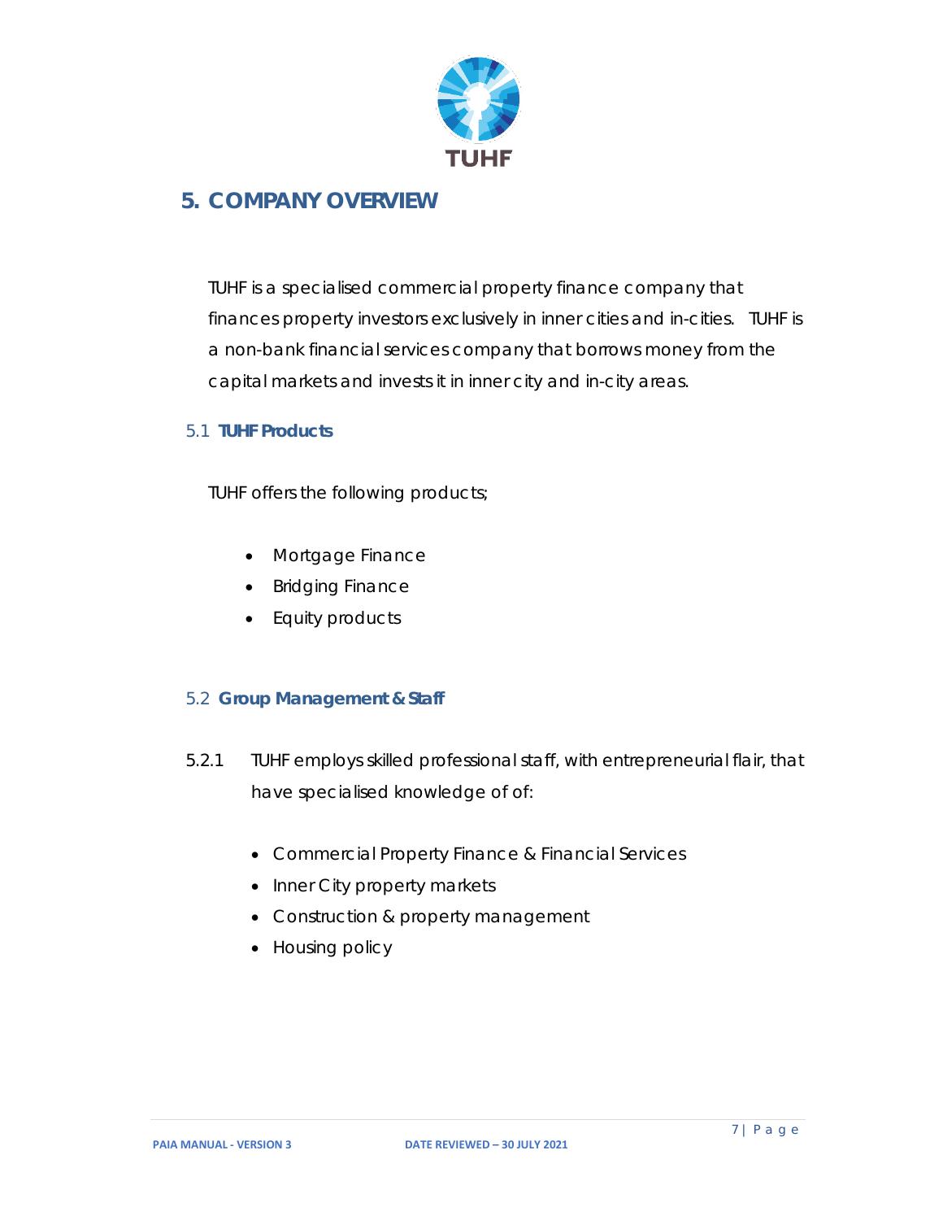## 5. COMPANY OVERVIEW

TUHF is a specialised commercial property finance company that finances property investors exclusively in inner cities and in-cities. TUHF is a non-bank financial services company that borrows money from the capital markets and invests it in inner city and in-city areas.

### 5.1 **TUHF Products**

TUHF offers the following products;

- Mortgage Finance
- Bridging Finance
- Equity products

### 5.2 **Group Management & Staff**

5.2.1 TUHF employs skilled professional staff, with entrepreneurial flair, that have specialised knowledge of of:

- Commercial Property Finance & Financial Services
- Inner City property markets
- Construction & property management
- Housing policy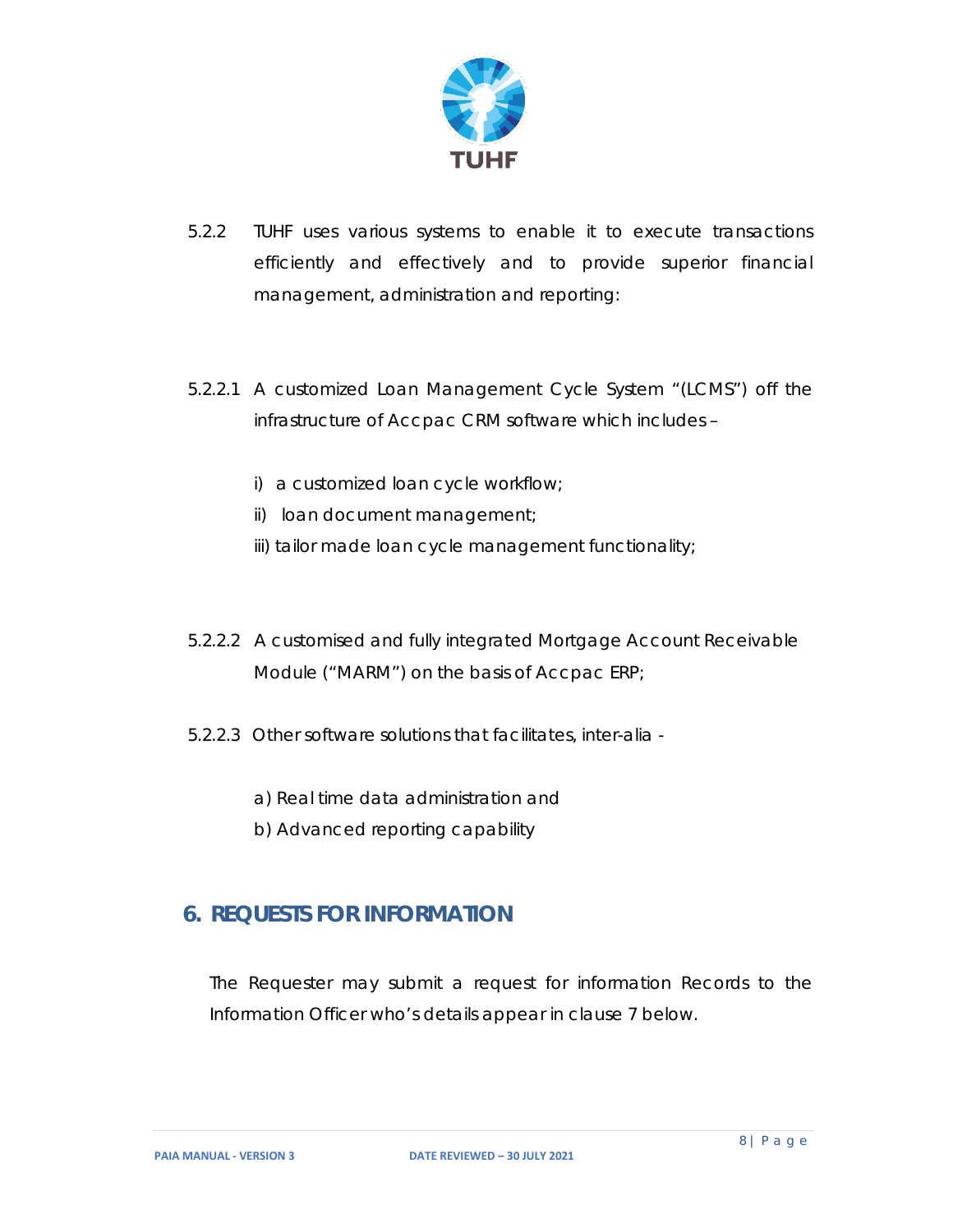5.2.2 TUHF uses various systems to enable it to execute transactions efficiently and effectively and to provide superior financial management, administration and reporting:

5.2.2.1 A customized Loan Management Cycle System "(LCMS") off the infrastructure of Accpac CRM software which includes –

i) a customized loan cycle workflow;
ii) loan document management;
iii) tailor made loan cycle management functionality;

5.2.2.2 A customised and fully integrated Mortgage Account Receivable Module ("MARM") on the basis of Accpac ERP;

5.2.2.3 Other software solutions that facilitates, inter-alia -

a) Real time data administration and
b) Advanced reporting capability

## 6. REQUESTS FOR INFORMATION

The Requester may submit a request for information Records to the Information Officer who's details appear in clause 7 below.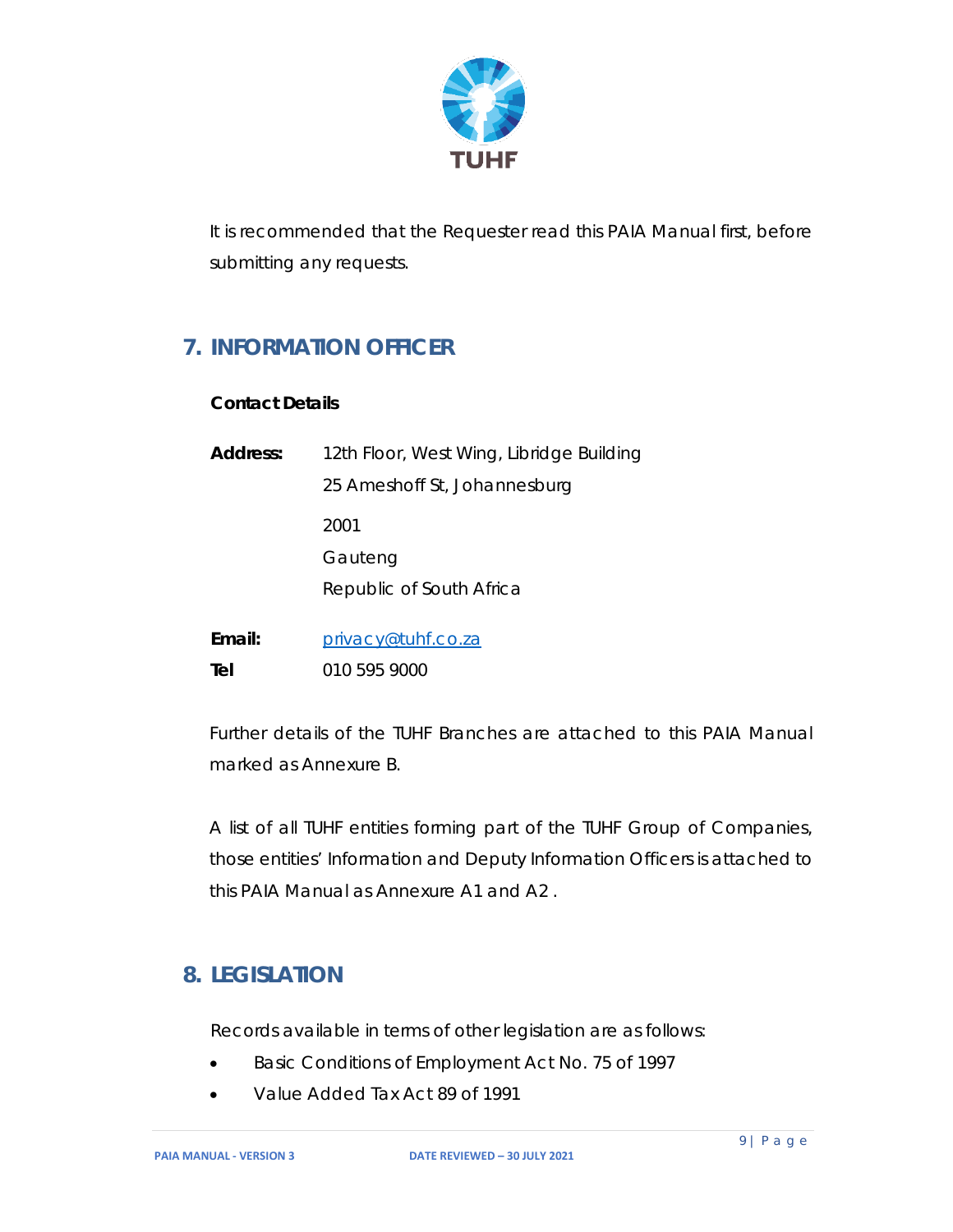It is recommended that the Requester read this PAIA Manual first, before submitting any requests.

## 7. INFORMATION OFFICER

**Contact Details**

**Address:** 12th Floor, West Wing, Libridge Building
25 Ameshoff St, Johannesburg
2001
Gauteng
Republic of South Africa

**Email:** privacy@tuhf.co.za
**Tel** 010 595 9000

Further details of the TUHF Branches are attached to this PAIA Manual marked as Annexure B.

A list of all TUHF entities forming part of the TUHF Group of Companies, those entities' Information and Deputy Information Officers is attached to this PAIA Manual as Annexure A1 and A2 .

## 8. LEGISLATION

Records available in terms of other legislation are as follows:

- Basic Conditions of Employment Act No. 75 of 1997
- Value Added Tax Act 89 of 1991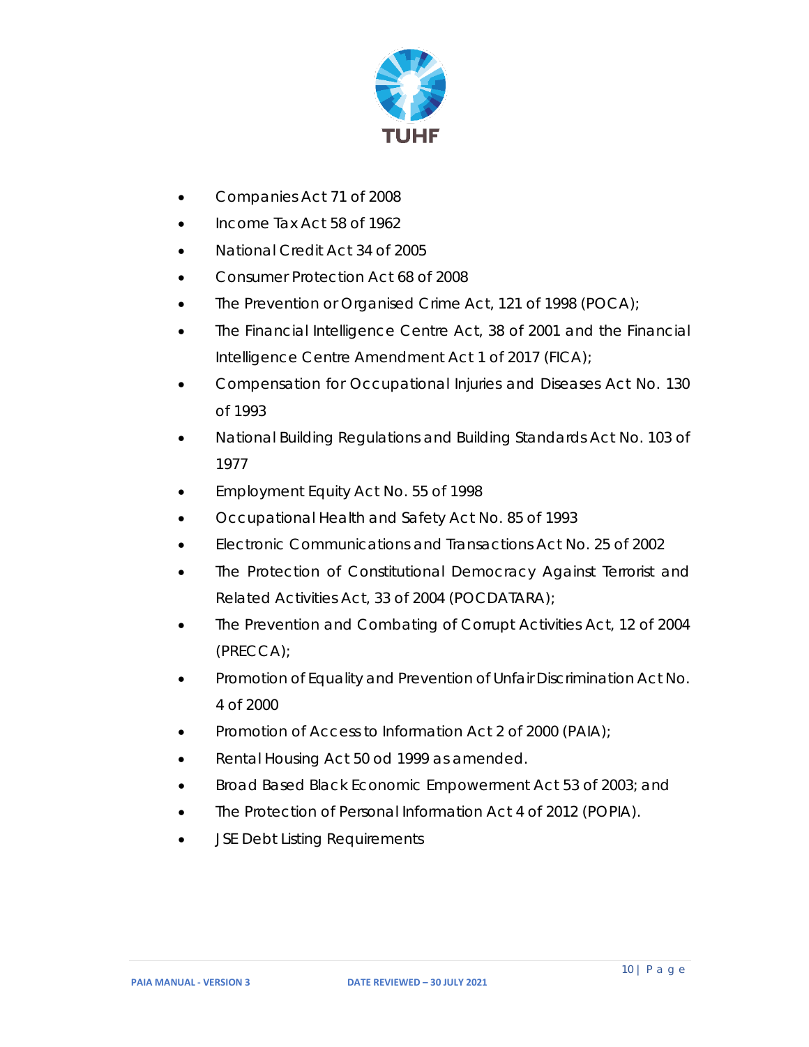- Companies Act 71 of 2008
- Income Tax Act 58 of 1962
- National Credit Act 34 of 2005
- Consumer Protection Act 68 of 2008
- The Prevention or Organised Crime Act, 121 of 1998 (POCA);
- The Financial Intelligence Centre Act, 38 of 2001 and the Financial Intelligence Centre Amendment Act 1 of 2017 (FICA);
- Compensation for Occupational Injuries and Diseases Act No. 130 of 1993
- National Building Regulations and Building Standards Act No. 103 of 1977
- Employment Equity Act No. 55 of 1998
- Occupational Health and Safety Act No. 85 of 1993
- Electronic Communications and Transactions Act No. 25 of 2002
- The Protection of Constitutional Democracy Against Terrorist and Related Activities Act, 33 of 2004 (POCDATARA);
- The Prevention and Combating of Corrupt Activities Act, 12 of 2004 (PRECCA);
- Promotion of Equality and Prevention of Unfair Discrimination Act No. 4 of 2000
- Promotion of Access to Information Act 2 of 2000 (PAIA);
- Rental Housing Act 50 od 1999 as amended.
- Broad Based Black Economic Empowerment Act 53 of 2003; and
- The Protection of Personal Information Act 4 of 2012 (POPIA).
- JSE Debt Listing Requirements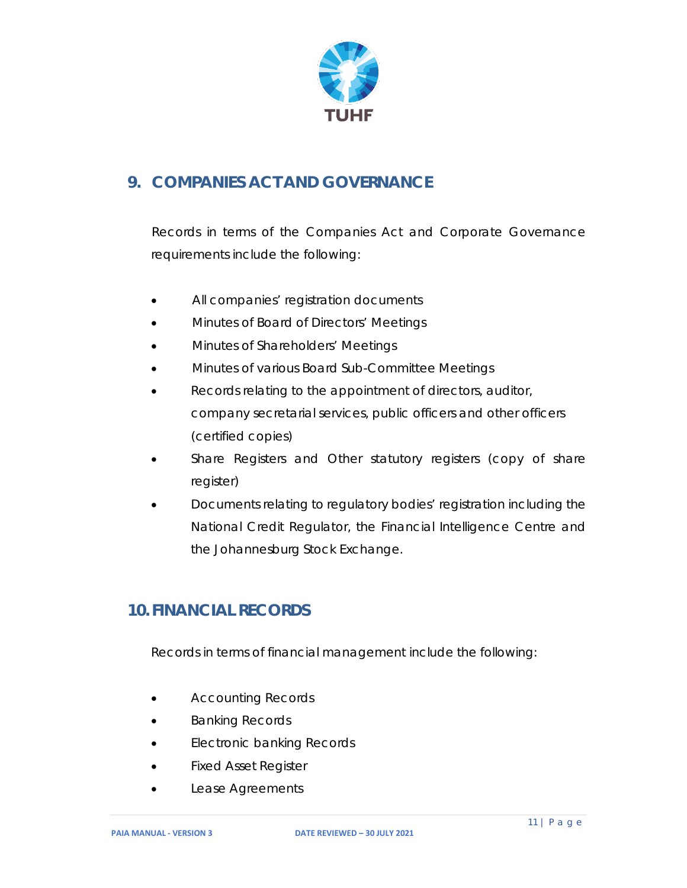## 9. COMPANIES ACT AND GOVERNANCE

Records in terms of the Companies Act and Corporate Governance requirements include the following:

- All companies' registration documents
- Minutes of Board of Directors' Meetings
- Minutes of Shareholders' Meetings
- Minutes of various Board Sub-Committee Meetings
- Records relating to the appointment of directors, auditor, company secretarial services, public officers and other officers (certified copies)
- Share Registers and Other statutory registers (copy of share register)
- Documents relating to regulatory bodies' registration including the National Credit Regulator, the Financial Intelligence Centre and the Johannesburg Stock Exchange.

## 10. FINANCIAL RECORDS

Records in terms of financial management include the following:

- Accounting Records
- Banking Records
- Electronic banking Records
- Fixed Asset Register
- Lease Agreements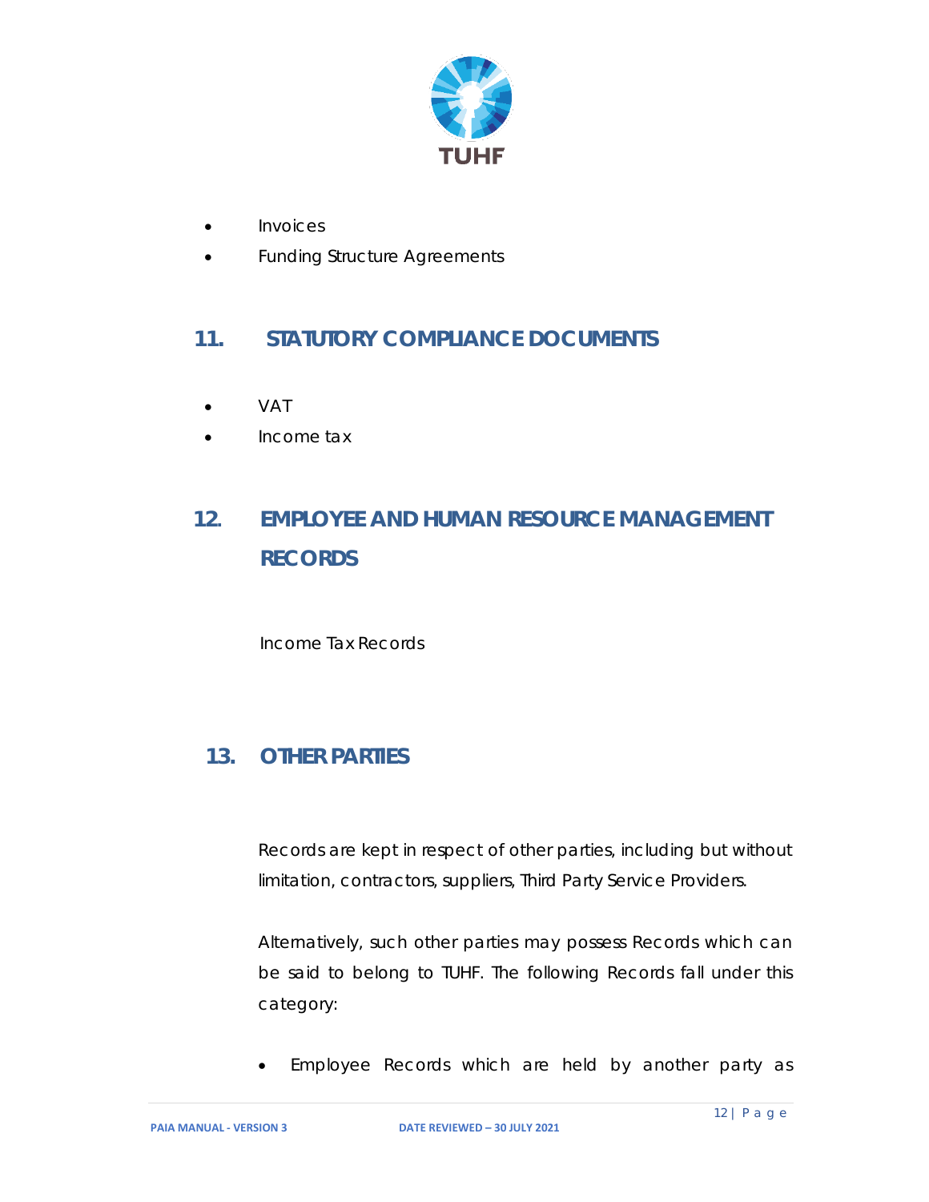- Invoices
- Funding Structure Agreements

## 11. STATUTORY COMPLIANCE DOCUMENTS

- VAT
- Income tax

## 12. EMPLOYEE AND HUMAN RESOURCE MANAGEMENT RECORDS

Income Tax Records

## 13. OTHER PARTIES

Records are kept in respect of other parties, including but without limitation, contractors, suppliers, Third Party Service Providers.

Alternatively, such other parties may possess Records which can be said to belong to TUHF. The following Records fall under this category:

- Employee Records which are held by another party as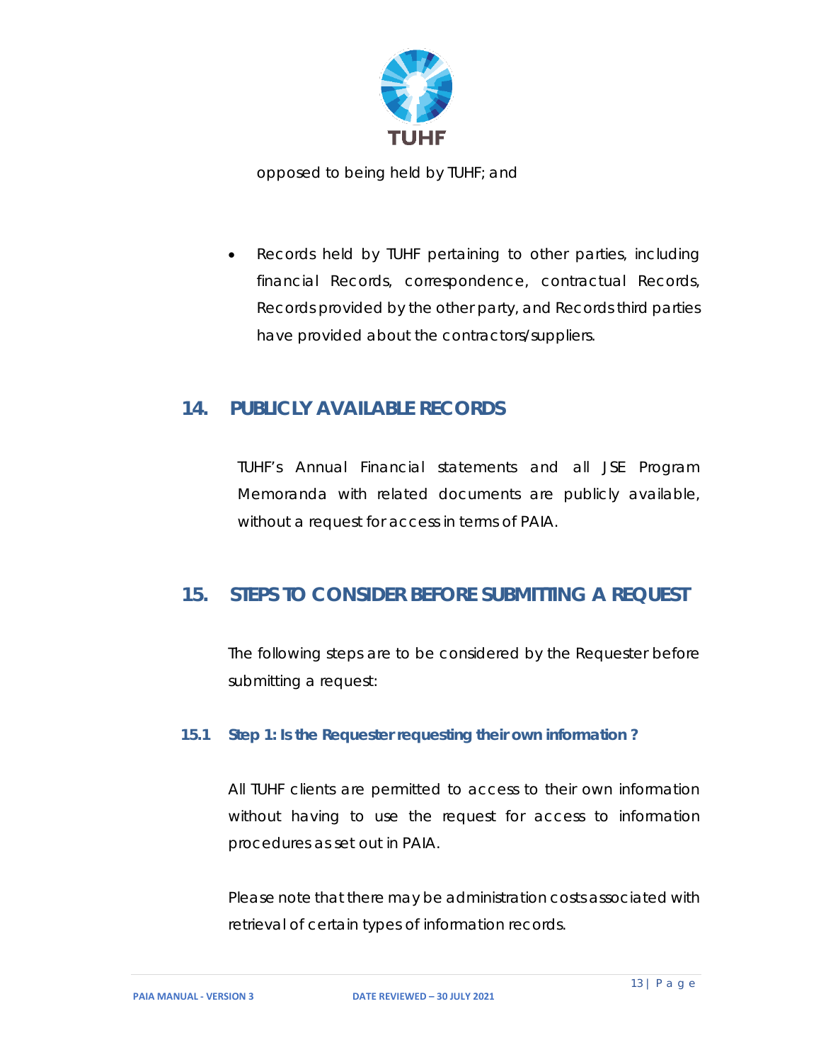opposed to being held by TUHF; and

- Records held by TUHF pertaining to other parties, including financial Records, correspondence, contractual Records, Records provided by the other party, and Records third parties have provided about the contractors/suppliers.

## 14. PUBLICLY AVAILABLE RECORDS

TUHF's Annual Financial statements and all JSE Program Memoranda with related documents are publicly available, without a request for access in terms of PAIA.

## 15. STEPS TO CONSIDER BEFORE SUBMITTING A REQUEST

The following steps are to be considered by the Requester before submitting a request:

### 15.1 Step 1: Is the Requester requesting their own information ?

All TUHF clients are permitted to access to their own information without having to use the request for access to information procedures as set out in PAIA.

Please note that there may be administration costs associated with retrieval of certain types of information records.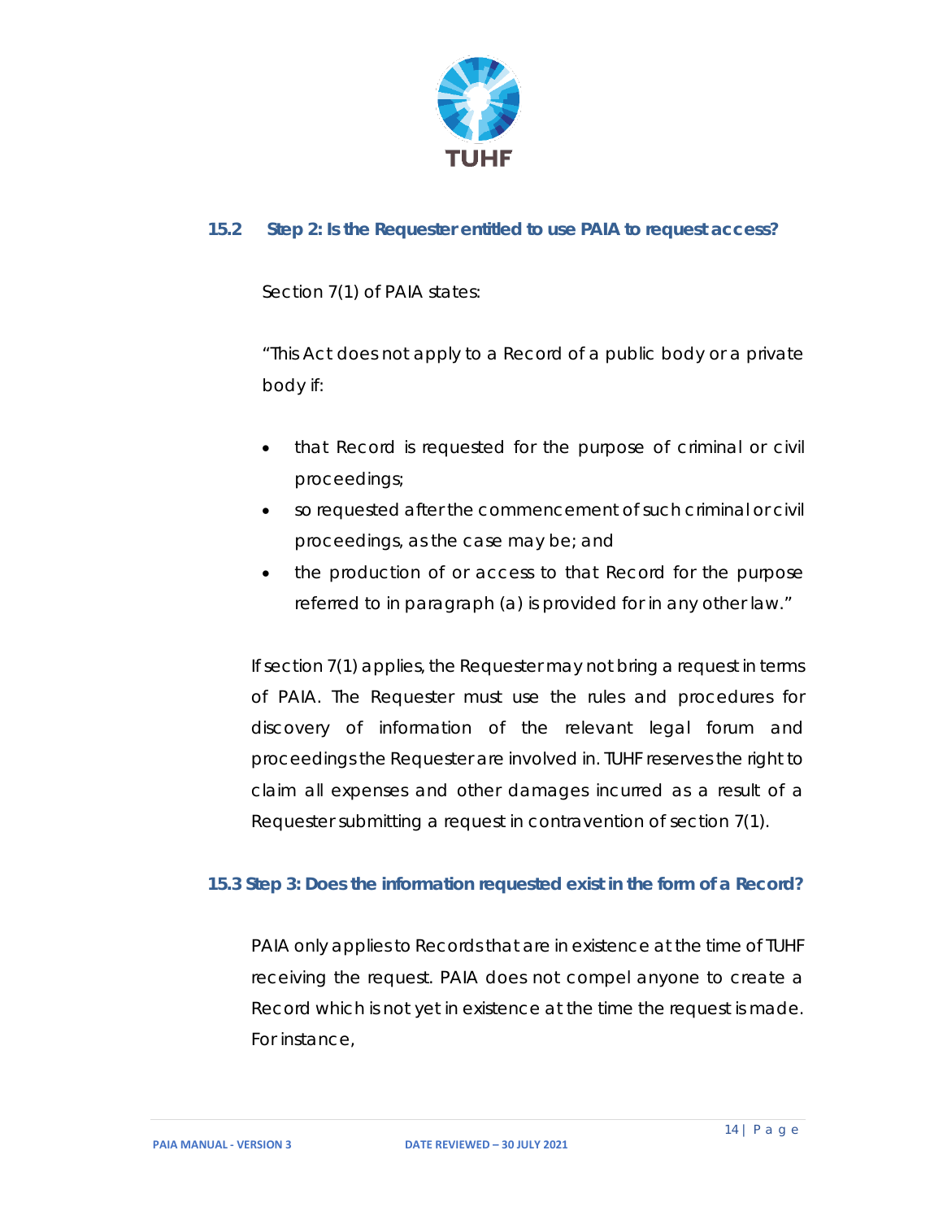### 15.2 Step 2: Is the Requester entitled to use PAIA to request access?

Section 7(1) of PAIA states:

"This Act does not apply to a Record of a public body or a private body if:

- that Record is requested for the purpose of criminal or civil proceedings;
- so requested after the commencement of such criminal or civil proceedings, as the case may be; and
- the production of or access to that Record for the purpose referred to in paragraph (a) is provided for in any other law."

If section 7(1) applies, the Requester may not bring a request in terms of PAIA. The Requester must use the rules and procedures for discovery of information of the relevant legal forum and proceedings the Requester are involved in. TUHF reserves the right to claim all expenses and other damages incurred as a result of a Requester submitting a request in contravention of section 7(1).

### 15.3 Step 3: Does the information requested exist in the form of a Record?

PAIA only applies to Records that are in existence at the time of TUHF receiving the request. PAIA does not compel anyone to create a Record which is not yet in existence at the time the request is made. For instance,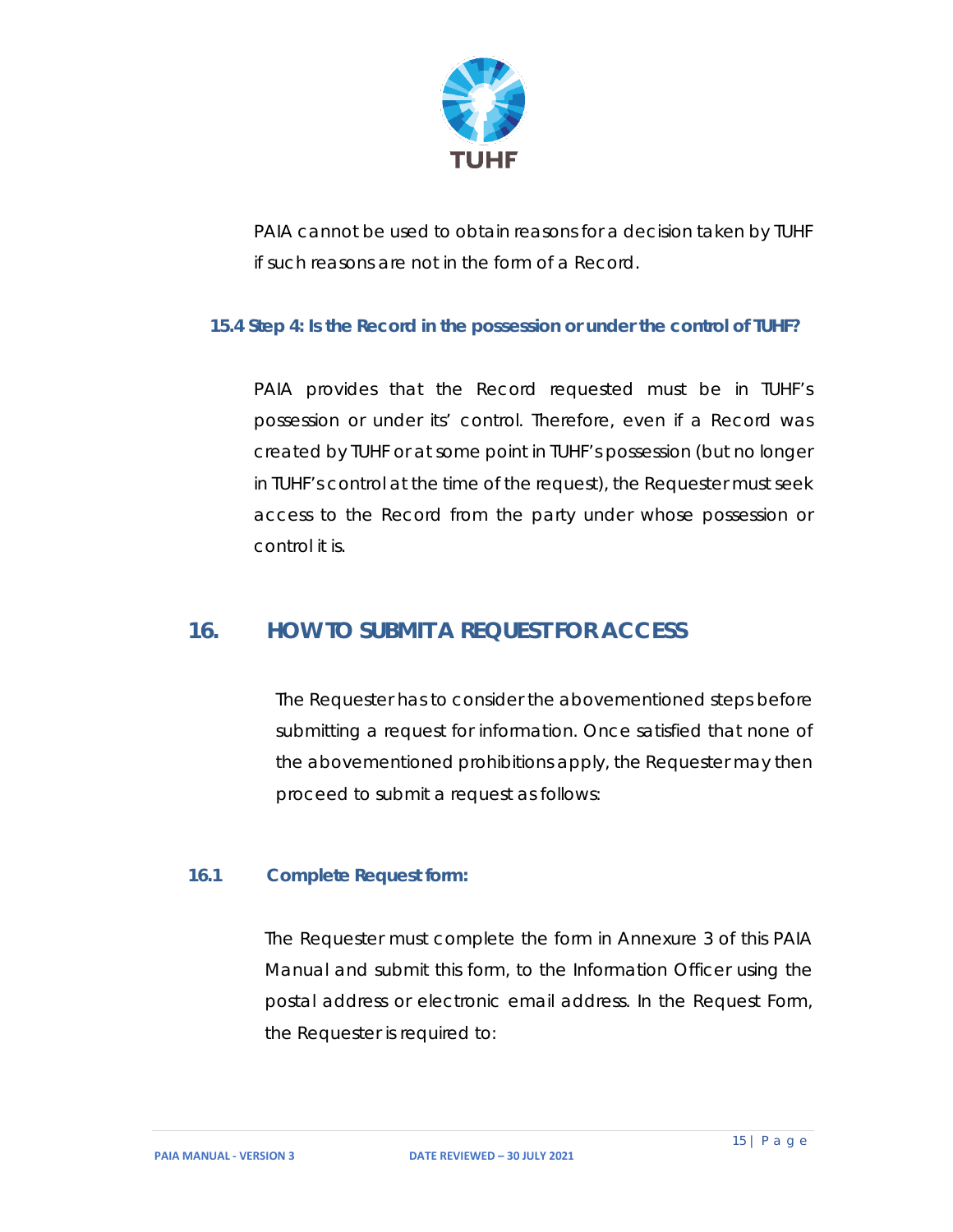PAIA cannot be used to obtain reasons for a decision taken by TUHF if such reasons are not in the form of a Record.

### 15.4 Step 4: Is the Record in the possession or under the control of TUHF?

PAIA provides that the Record requested must be in TUHF's possession or under its' control. Therefore, even if a Record was created by TUHF or at some point in TUHF's possession (but no longer in TUHF's control at the time of the request), the Requester must seek access to the Record from the party under whose possession or control it is.

## 16. HOW TO SUBMIT A REQUEST FOR ACCESS

The Requester has to consider the abovementioned steps before submitting a request for information. Once satisfied that none of the abovementioned prohibitions apply, the Requester may then proceed to submit a request as follows:

### 16.1 Complete Request form:

The Requester must complete the form in Annexure 3 of this PAIA Manual and submit this form, to the Information Officer using the postal address or electronic email address. In the Request Form, the Requester is required to: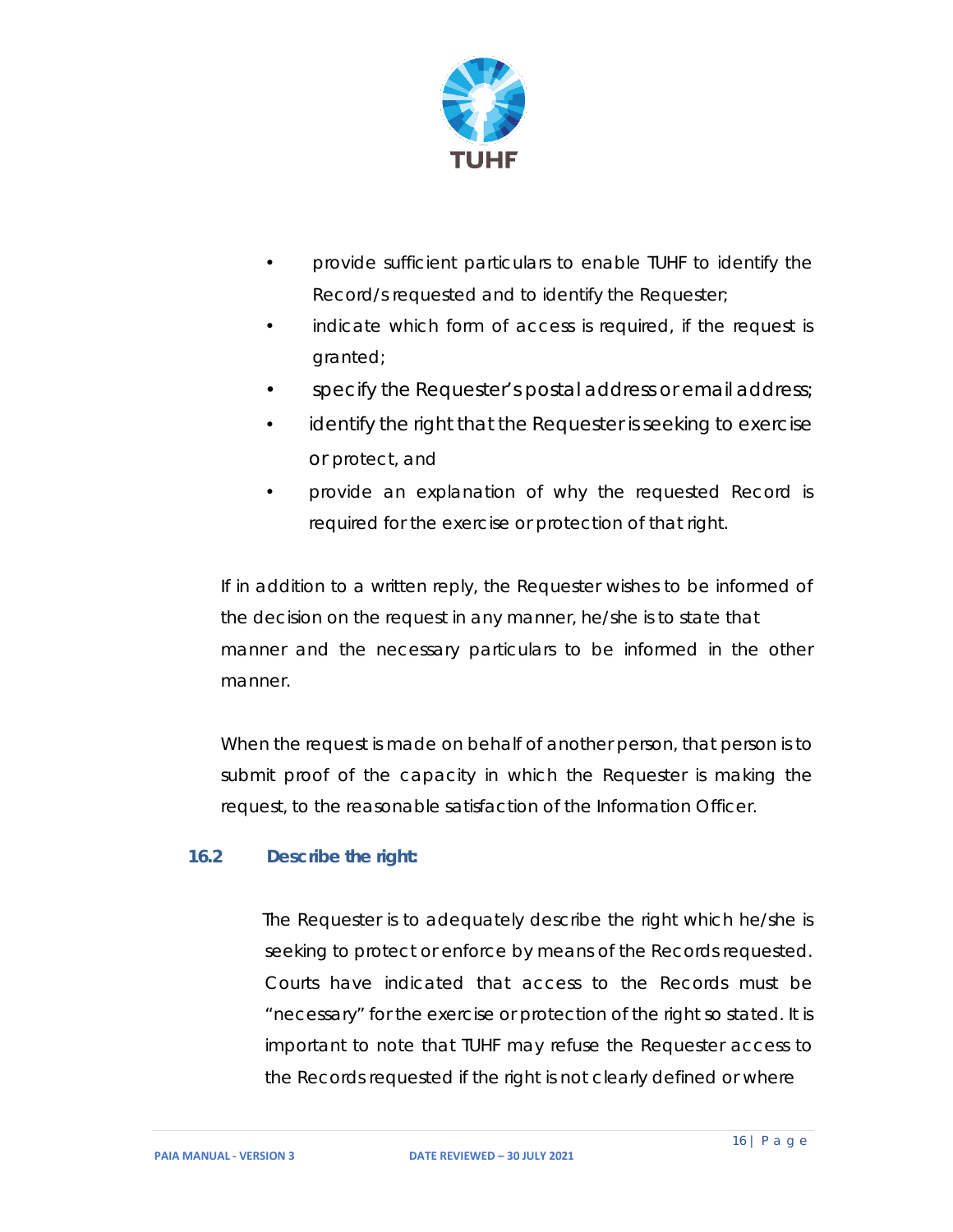- provide sufficient particulars to enable TUHF to identify the Record/s requested and to identify the Requester;
- indicate which form of access is required, if the request is granted;
- specify the Requester's postal address or email address;
- identify the right that the Requester is seeking to exercise or protect, and
- provide an explanation of why the requested Record is required for the exercise or protection of that right.

If in addition to a written reply, the Requester wishes to be informed of the decision on the request in any manner, he/she is to state that manner and the necessary particulars to be informed in the other manner.

When the request is made on behalf of another person, that person is to submit proof of the capacity in which the Requester is making the request, to the reasonable satisfaction of the Information Officer.

### 16.2 Describe the right:

The Requester is to adequately describe the right which he/she is seeking to protect or enforce by means of the Records requested. Courts have indicated that access to the Records must be "necessary" for the exercise or protection of the right so stated. It is important to note that TUHF may refuse the Requester access to the Records requested if the right is not clearly defined or where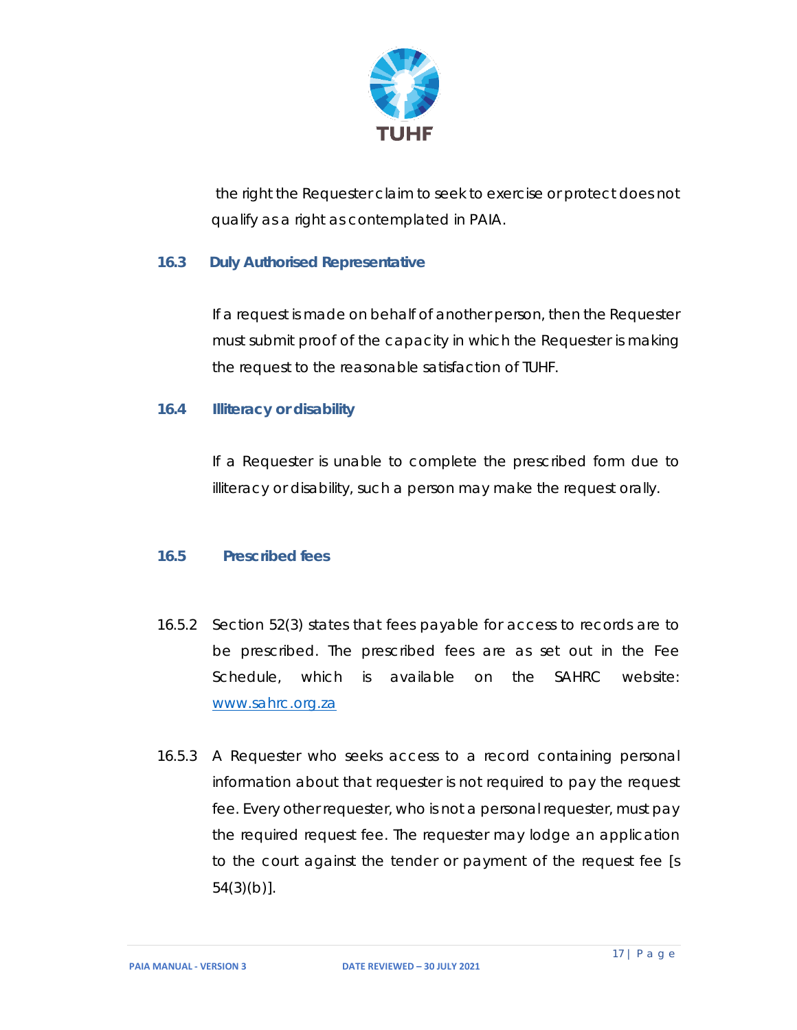the right the Requester claim to seek to exercise or protect does not qualify as a right as contemplated in PAIA.

### 16.3 Duly Authorised Representative

If a request is made on behalf of another person, then the Requester must submit proof of the capacity in which the Requester is making the request to the reasonable satisfaction of TUHF.

### 16.4 Illiteracy or disability

If a Requester is unable to complete the prescribed form due to illiteracy or disability, such a person may make the request orally.

### 16.5 Prescribed fees

16.5.2 Section 52(3) states that fees payable for access to records are to be prescribed. The prescribed fees are as set out in the Fee Schedule, which is available on the SAHRC website: [www.sahrc.org.za](http://www.sahrc.org.za)

16.5.3 A Requester who seeks access to a record containing personal information about that requester is not required to pay the request fee. Every other requester, who is not a personal requester, must pay the required request fee. The requester may lodge an application to the court against the tender or payment of the request fee [s 54(3)(b)].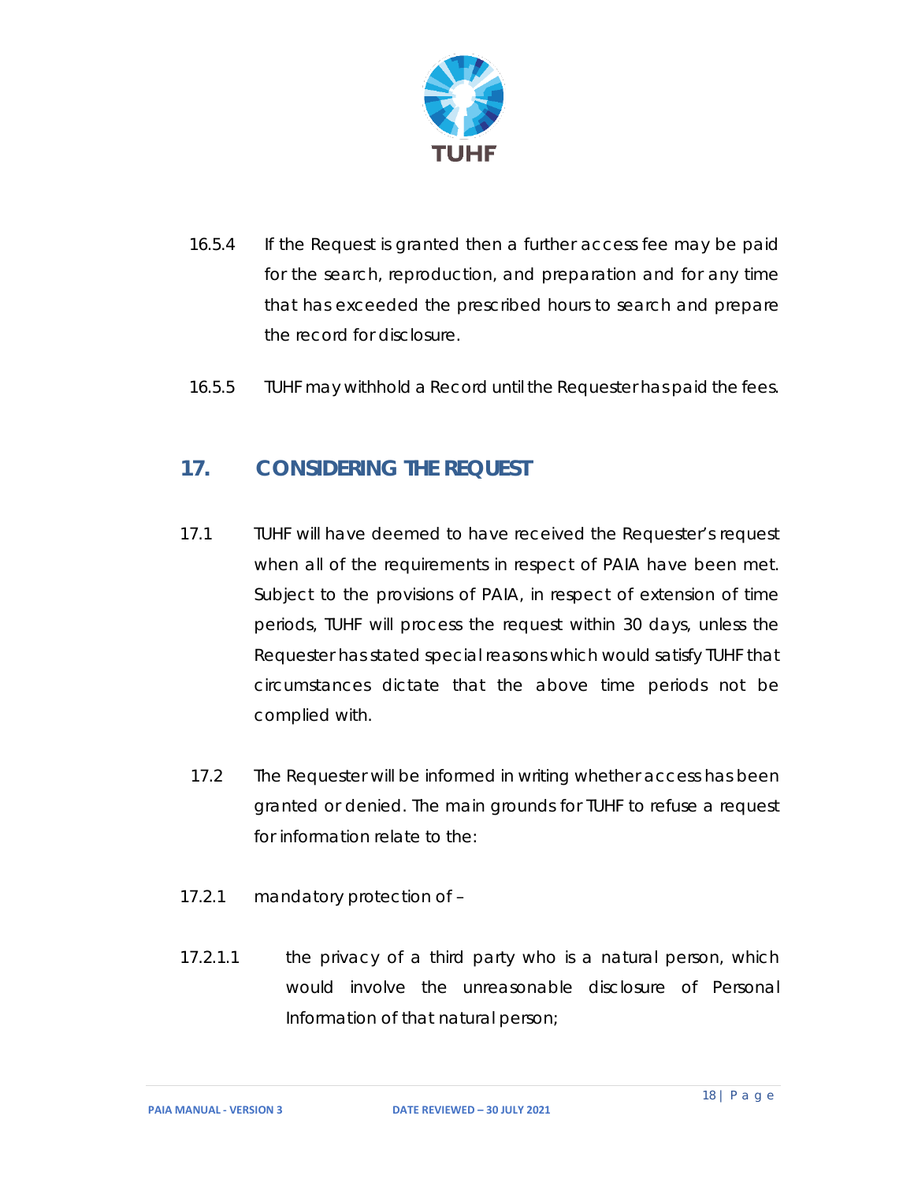16.5.4 If the Request is granted then a further access fee may be paid for the search, reproduction, and preparation and for any time that has exceeded the prescribed hours to search and prepare the record for disclosure.

16.5.5 TUHF may withhold a Record until the Requester has paid the fees.

## 17. CONSIDERING THE REQUEST

17.1 TUHF will have deemed to have received the Requester's request when all of the requirements in respect of PAIA have been met. Subject to the provisions of PAIA, in respect of extension of time periods, TUHF will process the request within 30 days, unless the Requester has stated special reasons which would satisfy TUHF that circumstances dictate that the above time periods not be complied with.

17.2 The Requester will be informed in writing whether access has been granted or denied. The main grounds for TUHF to refuse a request for information relate to the:

17.2.1 mandatory protection of –

17.2.1.1 the privacy of a third party who is a natural person, which would involve the unreasonable disclosure of Personal Information of that natural person;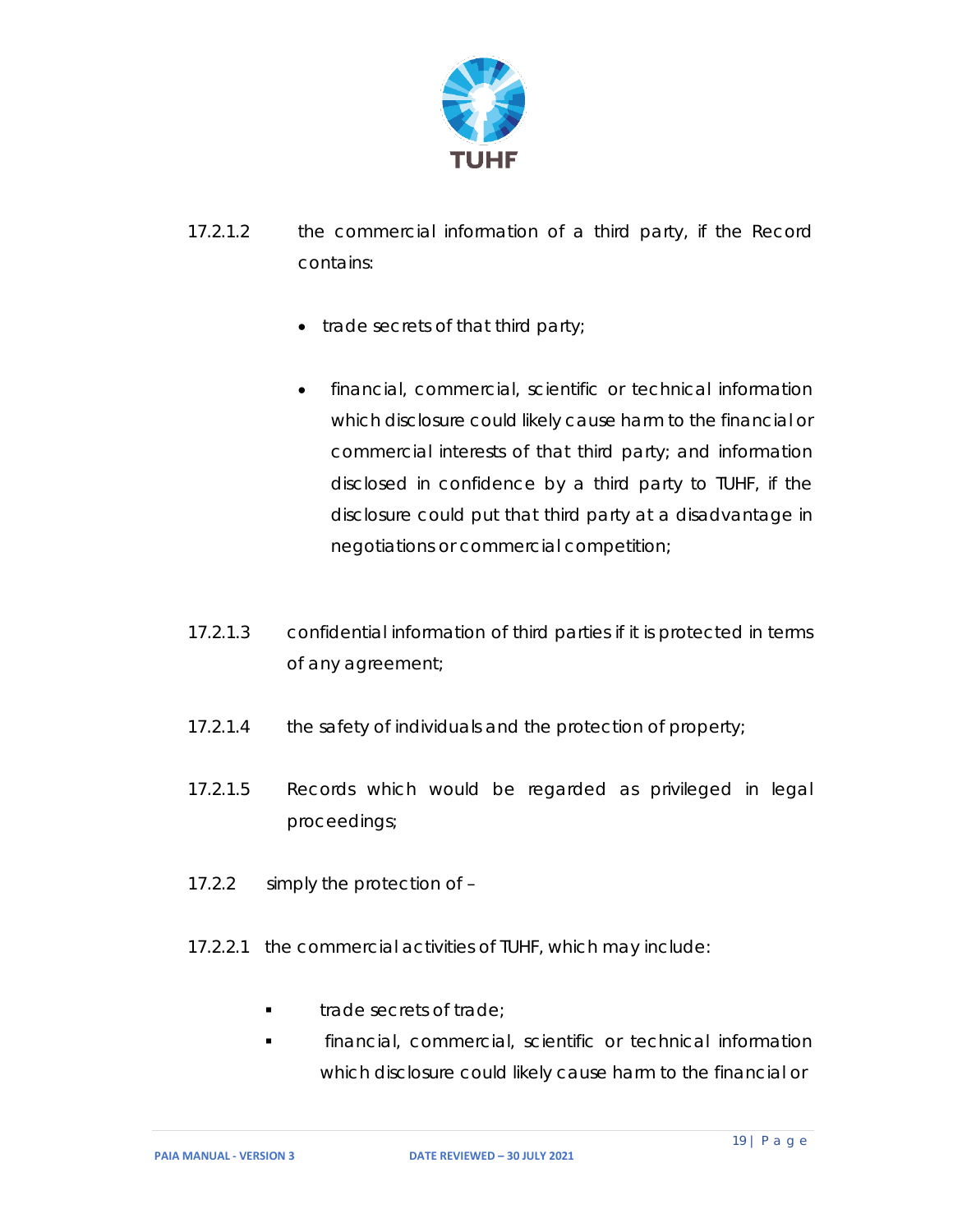17.2.1.2 the commercial information of a third party, if the Record contains:

- trade secrets of that third party;
- financial, commercial, scientific or technical information which disclosure could likely cause harm to the financial or commercial interests of that third party; and information disclosed in confidence by a third party to TUHF, if the disclosure could put that third party at a disadvantage in negotiations or commercial competition;

17.2.1.3 confidential information of third parties if it is protected in terms of any agreement;

17.2.1.4 the safety of individuals and the protection of property;

17.2.1.5 Records which would be regarded as privileged in legal proceedings;

17.2.2 simply the protection of –

17.2.2.1 the commercial activities of TUHF, which may include:

- trade secrets of trade;
- financial, commercial, scientific or technical information which disclosure could likely cause harm to the financial or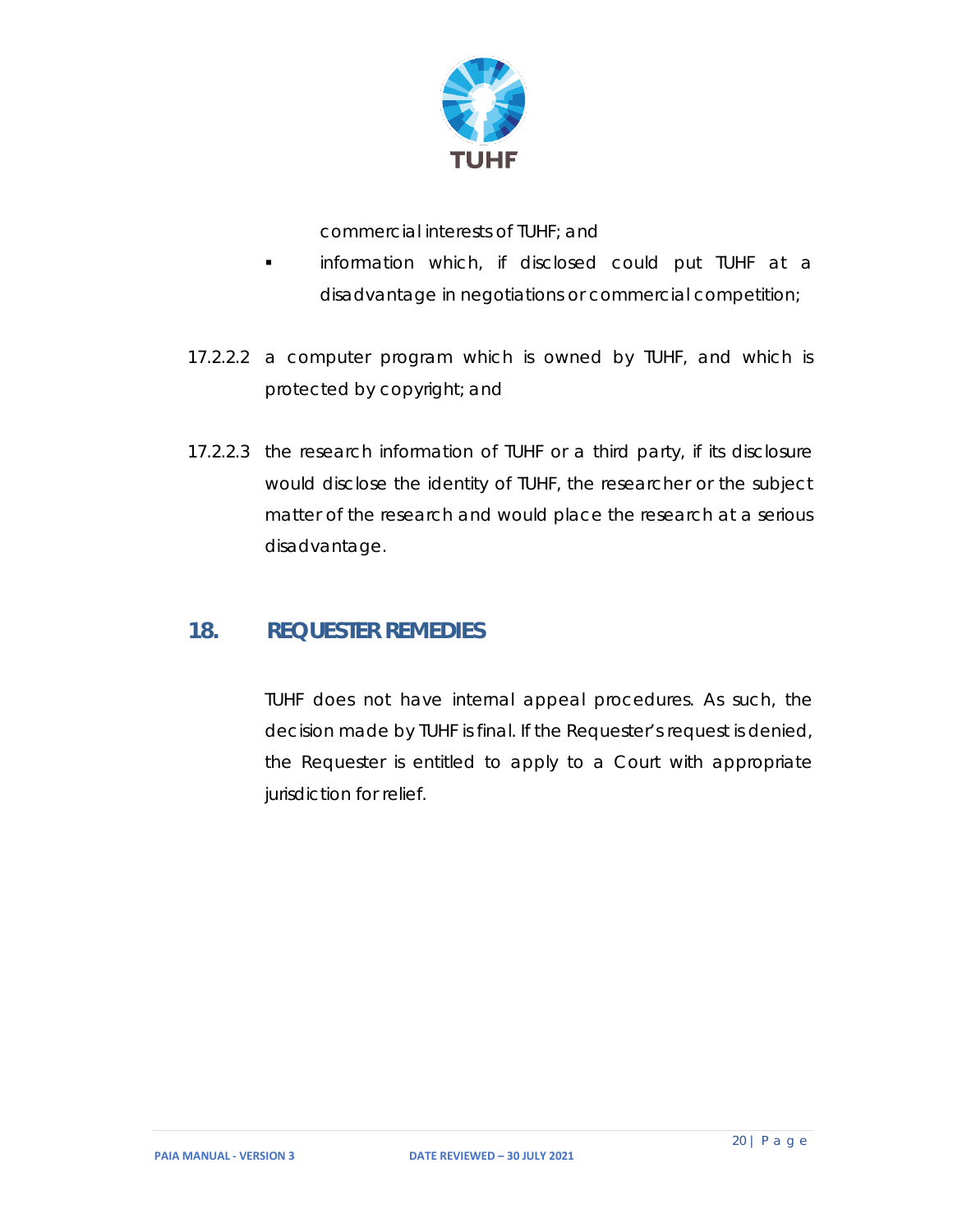commercial interests of TUHF; and

- information which, if disclosed could put TUHF at a disadvantage in negotiations or commercial competition;

17.2.2.2 a computer program which is owned by TUHF, and which is protected by copyright; and

17.2.2.3 the research information of TUHF or a third party, if its disclosure would disclose the identity of TUHF, the researcher or the subject matter of the research and would place the research at a serious disadvantage.

## 18. REQUESTER REMEDIES

TUHF does not have internal appeal procedures. As such, the decision made by TUHF is final. If the Requester's request is denied, the Requester is entitled to apply to a Court with appropriate jurisdiction for relief.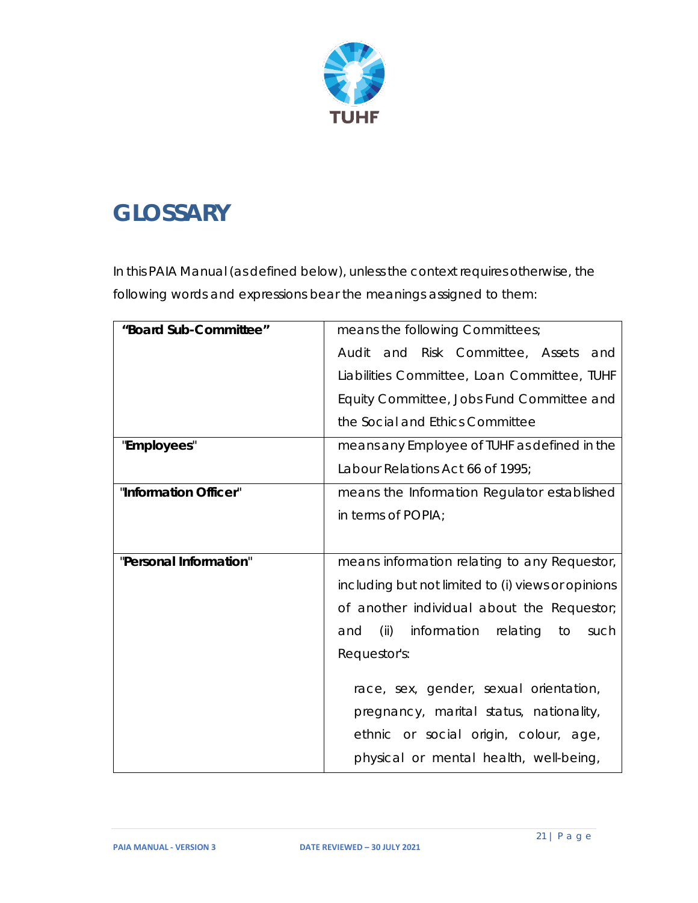# GLOSSARY

In this PAIA Manual (as defined below), unless the context requires otherwise, the following words and expressions bear the meanings assigned to them:

| | |
|---|---|
| **"Board Sub-Committee"** | means the following Committees; Audit and Risk Committee, Assets and Liabilities Committee, Loan Committee, TUHF Equity Committee, Jobs Fund Committee and the Social and Ethics Committee |
| "**Employees**" | means any Employee of TUHF as defined in the Labour Relations Act 66 of 1995; |
| "**Information Officer**" | means the Information Regulator established in terms of POPIA; |
| "**Personal Information**" | means information relating to any Requestor, including but not limited to (i) views or opinions of another individual about the Requestor; and (ii) information relating to such Requestor's: <br><br> race, sex, gender, sexual orientation, pregnancy, marital status, nationality, ethnic or social origin, colour, age, physical or mental health, well-being, |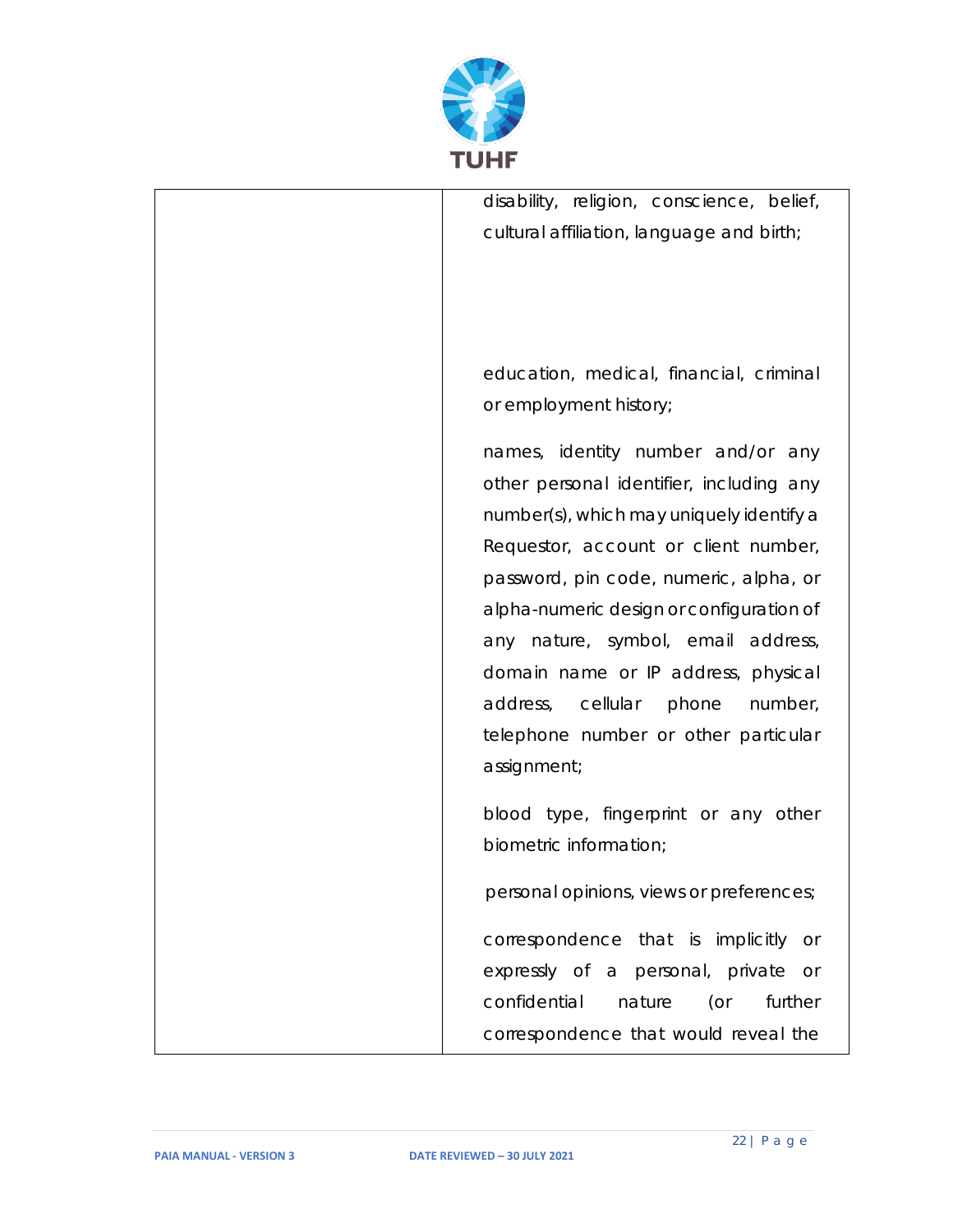| | |
|---|---|
| | disability, religion, conscience, belief, cultural affiliation, language and birth;<br><br>education, medical, financial, criminal or employment history;<br><br>names, identity number and/or any other personal identifier, including any number(s), which may uniquely identify a Requestor, account or client number, password, pin code, numeric, alpha, or alpha-numeric design or configuration of any nature, symbol, email address, domain name or IP address, physical address, cellular phone number, telephone number or other particular assignment;<br><br>blood type, fingerprint or any other biometric information;<br><br>personal opinions, views or preferences;<br><br>correspondence that is implicitly or expressly of a personal, private or confidential nature (or further correspondence that would reveal the |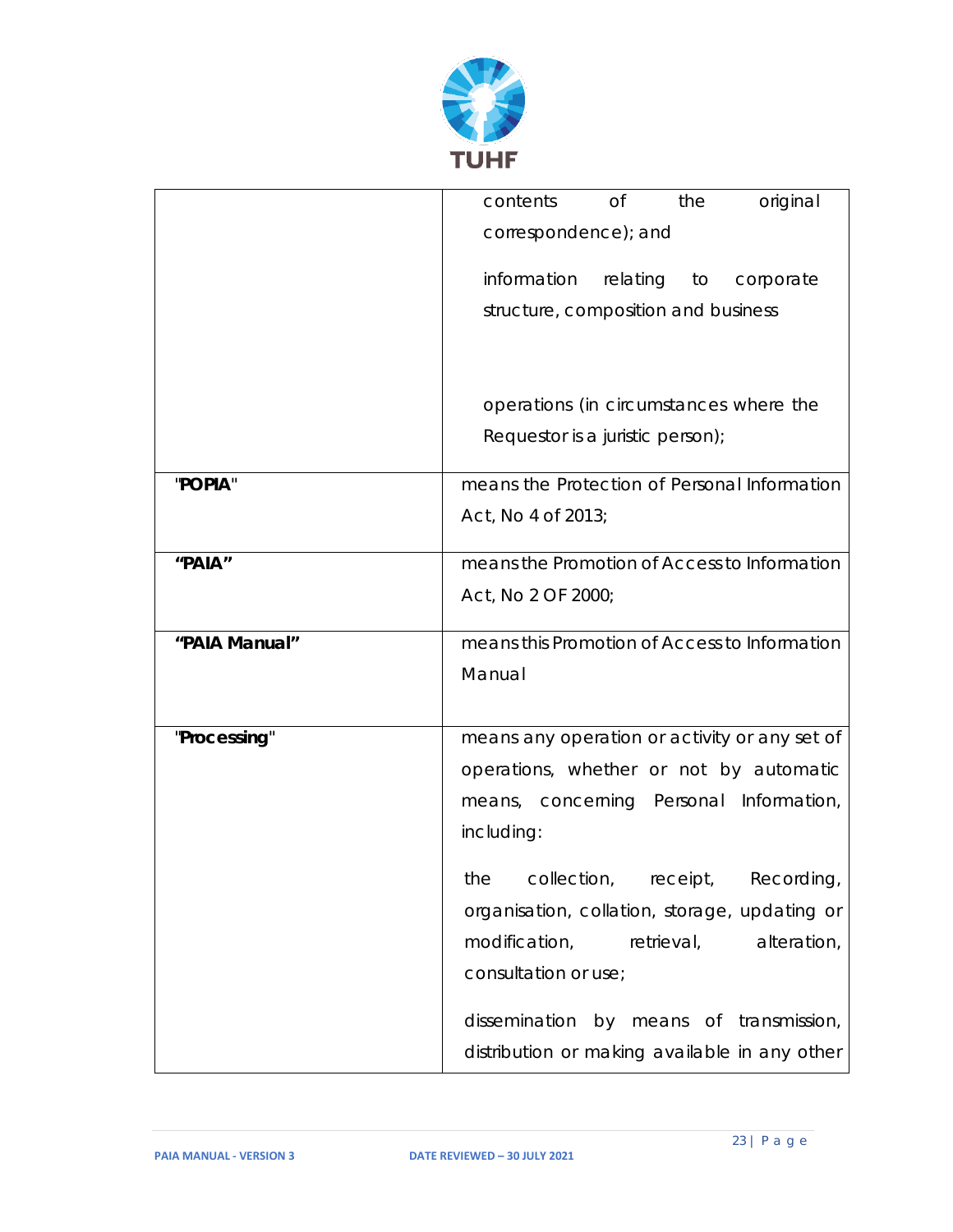| | |
|---|---|
| | contents of the original correspondence); and<br><br>information relating to corporate structure, composition and business<br><br>operations (in circumstances where the Requestor is a juristic person); |
| "**POPIA**" | means the Protection of Personal Information Act, No 4 of 2013; |
| **"PAIA"** | means the Promotion of Access to Information Act, No 2 OF 2000; |
| **"PAIA Manual"** | means this Promotion of Access to Information Manual |
| "**Processing**" | means any operation or activity or any set of operations, whether or not by automatic means, concerning Personal Information, including:<br><br>the collection, receipt, Recording, organisation, collation, storage, updating or modification, retrieval, alteration, consultation or use;<br><br>dissemination by means of transmission, distribution or making available in any other |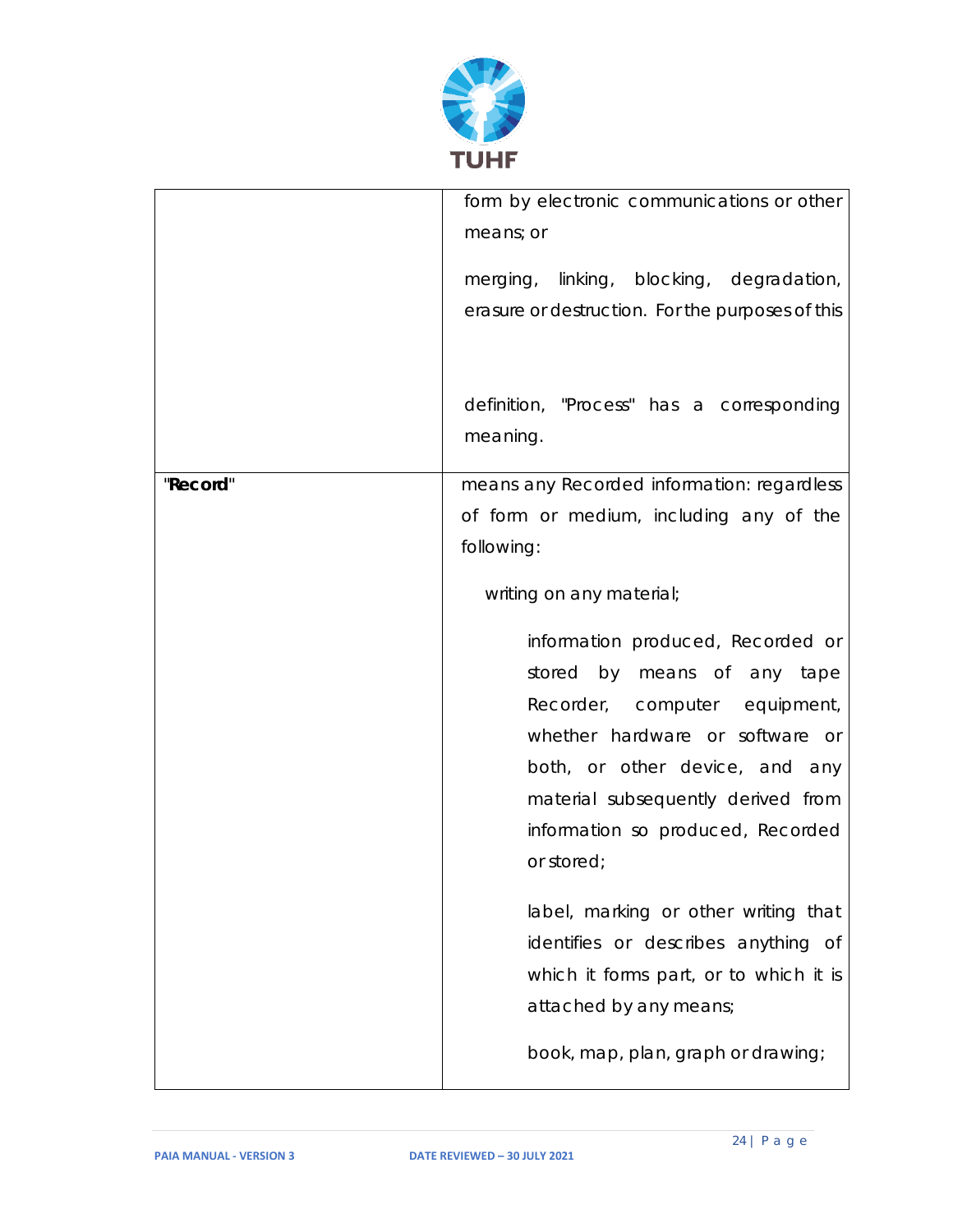| | |
|---|---|
| | form by electronic communications or other means; or<br><br>merging, linking, blocking, degradation, erasure or destruction. For the purposes of this definition, "Process" has a corresponding meaning. |
| "**Record**" | means any Recorded information: regardless of form or medium, including any of the following:<br><br>writing on any material;<br><br>information produced, Recorded or stored by means of any tape Recorder, computer equipment, whether hardware or software or both, or other device, and any material subsequently derived from information so produced, Recorded or stored;<br><br>label, marking or other writing that identifies or describes anything of which it forms part, or to which it is attached by any means;<br><br>book, map, plan, graph or drawing; |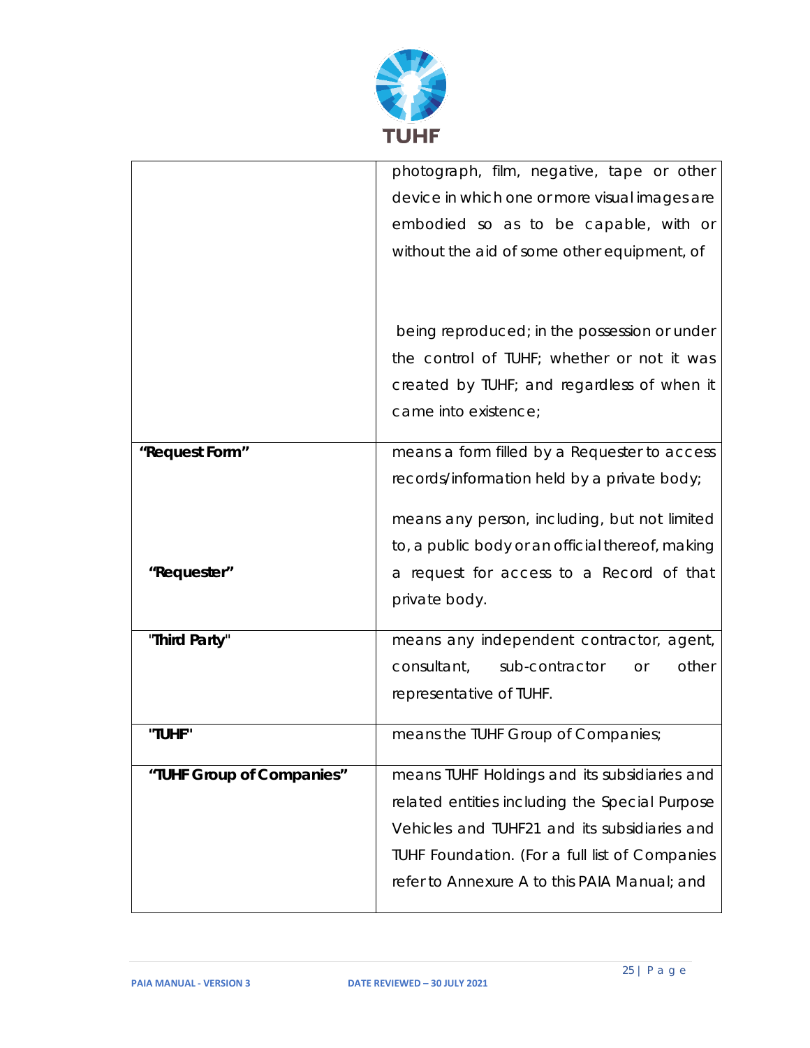| | |
|---|---|
| | photograph, film, negative, tape or other device in which one or more visual images are embodied so as to be capable, with or without the aid of some other equipment, of being reproduced; in the possession or under the control of TUHF; whether or not it was created by TUHF; and regardless of when it came into existence; |
| **"Request Form"** | means a form filled by a Requester to access records/information held by a private body; |
| **"Requester"** | means any person, including, but not limited to, a public body or an official thereof, making a request for access to a Record of that private body. |
| "**Third Party**" | means any independent contractor, agent, consultant, sub-contractor or other representative of TUHF. |
| **"TUHF"** | means the TUHF Group of Companies; |
| **"TUHF Group of Companies"** | means TUHF Holdings and its subsidiaries and related entities including the Special Purpose Vehicles and TUHF21 and its subsidiaries and TUHF Foundation. (For a full list of Companies refer to Annexure A to this PAIA Manual; and |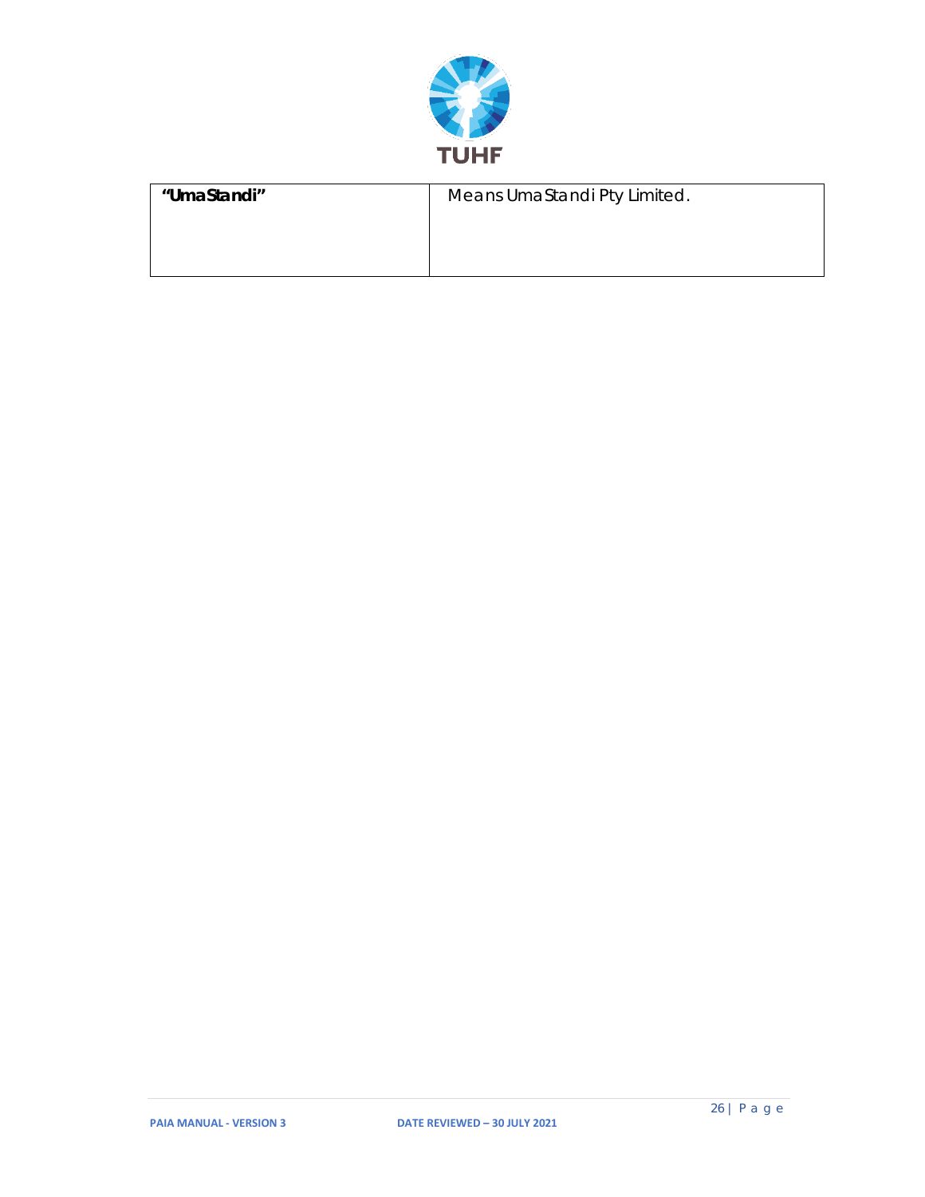| | |
|---|---|
| **"UmaStandi"** | Means UmaStandi Pty Limited. |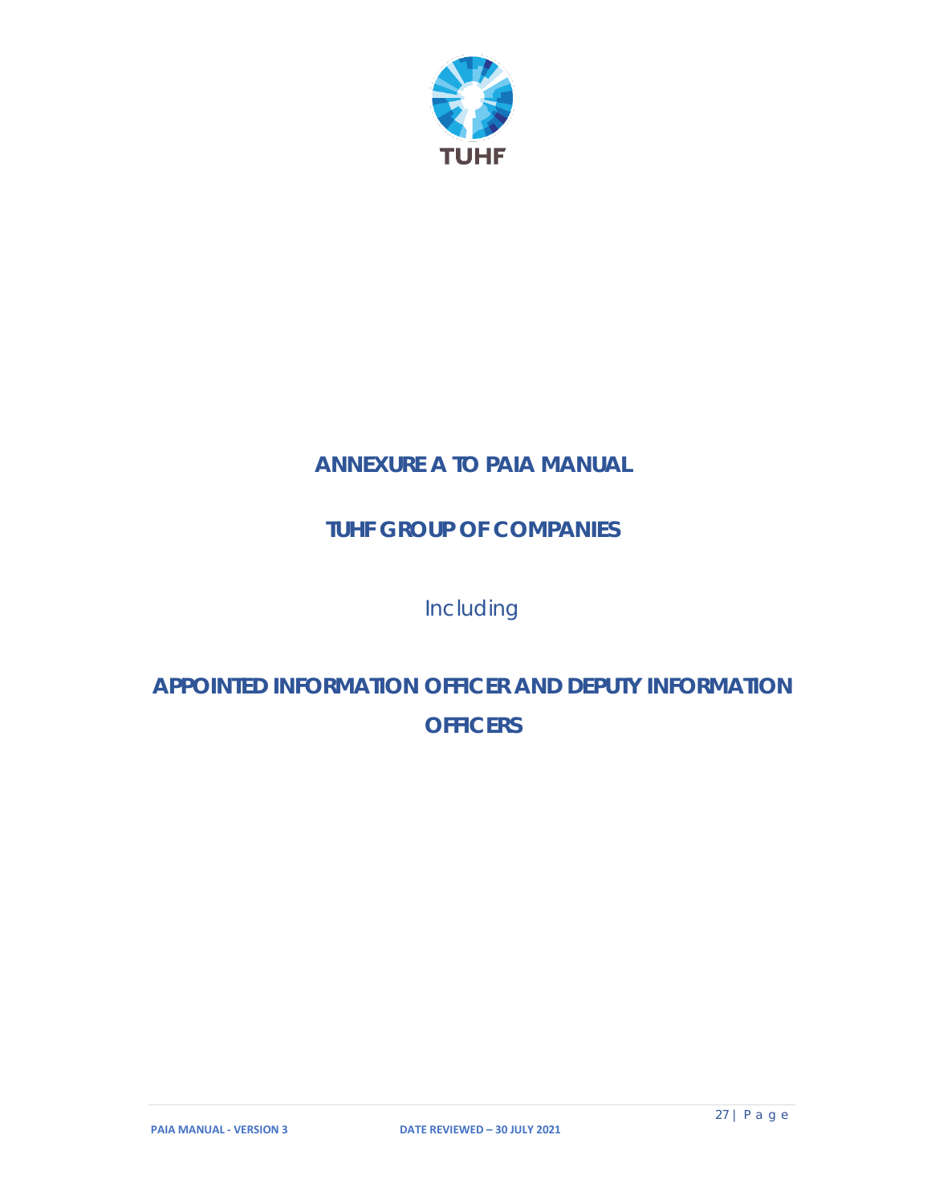TUHF

# ANNEXURE A TO PAIA MANUAL

## TUHF GROUP OF COMPANIES

Including

## APPOINTED INFORMATION OFFICER AND DEPUTY INFORMATION OFFICERS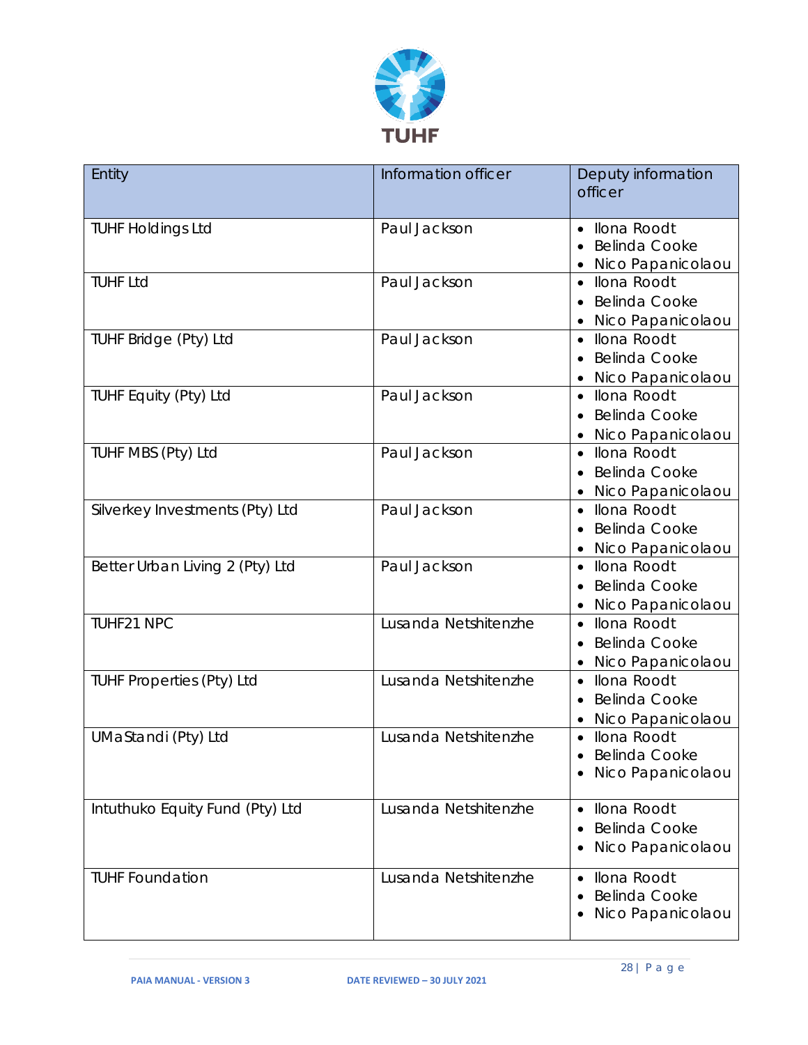| Entity | Information officer | Deputy information officer |
|---|---|---|
| TUHF Holdings Ltd | Paul Jackson | • Ilona Roodt<br>• Belinda Cooke<br>• Nico Papanicolaou |
| TUHF Ltd | Paul Jackson | • Ilona Roodt<br>• Belinda Cooke<br>• Nico Papanicolaou |
| TUHF Bridge (Pty) Ltd | Paul Jackson | • Ilona Roodt<br>• Belinda Cooke<br>• Nico Papanicolaou |
| TUHF Equity (Pty) Ltd | Paul Jackson | • Ilona Roodt<br>• Belinda Cooke<br>• Nico Papanicolaou |
| TUHF MBS (Pty) Ltd | Paul Jackson | • Ilona Roodt<br>• Belinda Cooke<br>• Nico Papanicolaou |
| Silverkey Investments (Pty) Ltd | Paul Jackson | • Ilona Roodt<br>• Belinda Cooke<br>• Nico Papanicolaou |
| Better Urban Living 2 (Pty) Ltd | Paul Jackson | • Ilona Roodt<br>• Belinda Cooke<br>• Nico Papanicolaou |
| TUHF21 NPC | Lusanda Netshitenzhe | • Ilona Roodt<br>• Belinda Cooke<br>• Nico Papanicolaou |
| TUHF Properties (Pty) Ltd | Lusanda Netshitenzhe | • Ilona Roodt<br>• Belinda Cooke<br>• Nico Papanicolaou |
| UMaStandi (Pty) Ltd | Lusanda Netshitenzhe | • Ilona Roodt<br>• Belinda Cooke<br>• Nico Papanicolaou |
| Intuthuko Equity Fund (Pty) Ltd | Lusanda Netshitenzhe | • Ilona Roodt<br>• Belinda Cooke<br>• Nico Papanicolaou |
| TUHF Foundation | Lusanda Netshitenzhe | • Ilona Roodt<br>• Belinda Cooke<br>• Nico Papanicolaou |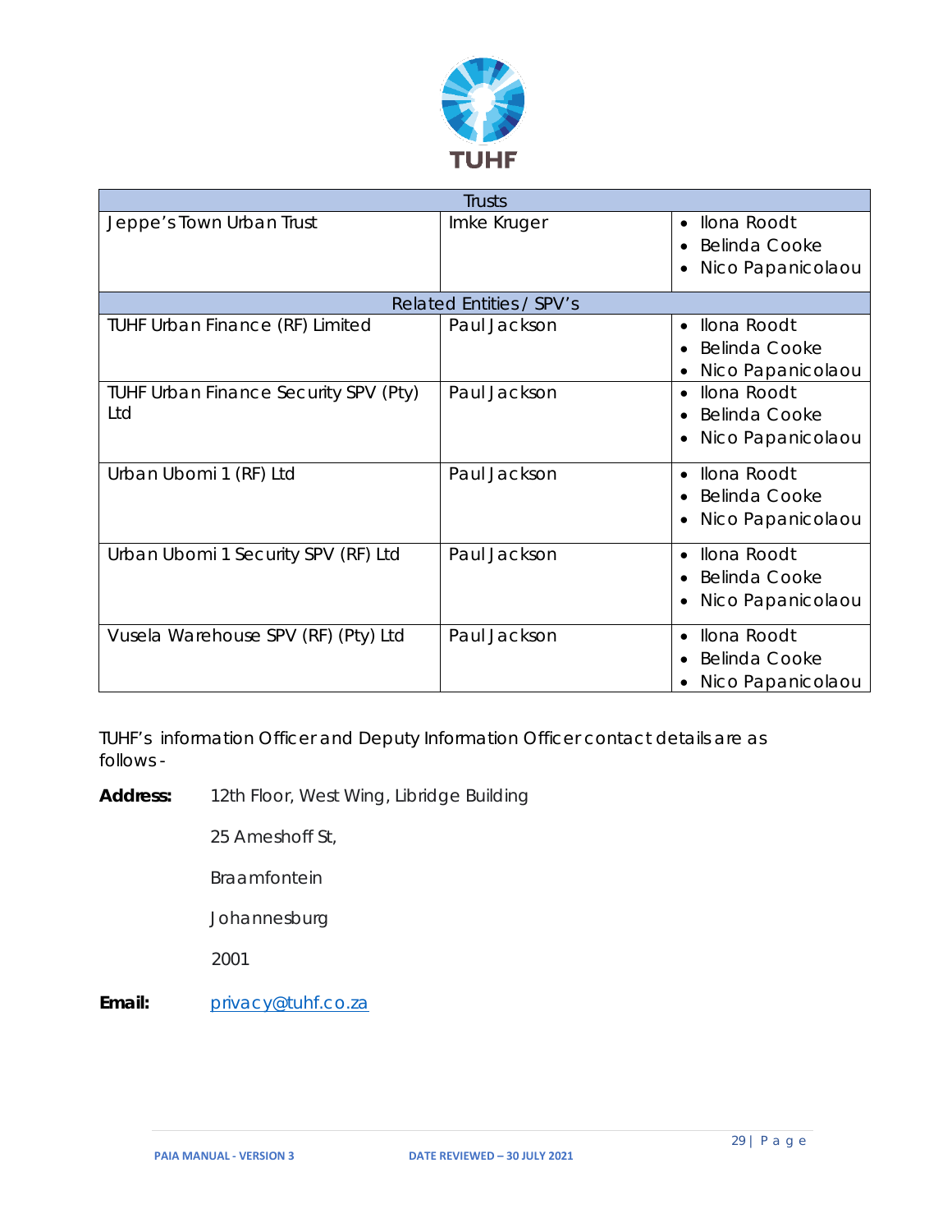| Trusts | | |
|---|---|---|
| Jeppe's Town Urban Trust | Imke Kruger | • Ilona Roodt<br>• Belinda Cooke<br>• Nico Papanicolaou |
| **Related Entities / SPV's** | | |
| TUHF Urban Finance (RF) Limited | Paul Jackson | • Ilona Roodt<br>• Belinda Cooke<br>• Nico Papanicolaou |
| TUHF Urban Finance Security SPV (Pty) Ltd | Paul Jackson | • Ilona Roodt<br>• Belinda Cooke<br>• Nico Papanicolaou |
| Urban Ubomi 1 (RF) Ltd | Paul Jackson | • Ilona Roodt<br>• Belinda Cooke<br>• Nico Papanicolaou |
| Urban Ubomi 1 Security SPV (RF) Ltd | Paul Jackson | • Ilona Roodt<br>• Belinda Cooke<br>• Nico Papanicolaou |
| Vusela Warehouse SPV (RF) (Pty) Ltd | Paul Jackson | • Ilona Roodt<br>• Belinda Cooke<br>• Nico Papanicolaou |

TUHF's information Officer and Deputy Information Officer contact details are as follows -

**Address:** 12th Floor, West Wing, Libridge Building

25 Ameshoff St,

Braamfontein

Johannesburg

2001

**Email:** privacy@tuhf.co.za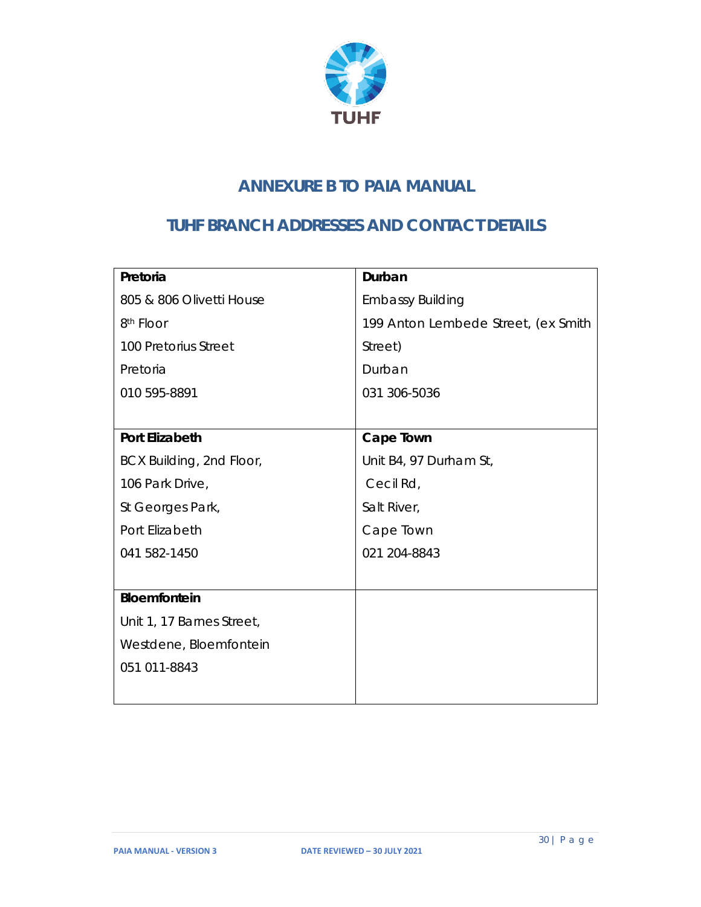TUHF

# ANNEXURE B TO PAIA MANUAL

## TUHF BRANCH ADDRESSES AND CONTACT DETAILS

| | |
|---|---|
| **Pretoria**<br>805 & 806 Olivetti House<br>8th Floor<br>100 Pretorius Street<br>Pretoria<br>010 595-8891 | **Durban**<br>Embassy Building<br>199 Anton Lembede Street, (ex Smith Street)<br>Durban<br>031 306-5036 |
| **Port Elizabeth**<br>BCX Building, 2nd Floor,<br>106 Park Drive,<br>St Georges Park,<br>Port Elizabeth<br>041 582-1450 | **Cape Town**<br>Unit B4, 97 Durham St,<br>Cecil Rd,<br>Salt River,<br>Cape Town<br>021 204-8843 |
| **Bloemfontein**<br>Unit 1, 17 Barnes Street,<br>Westdene, Bloemfontein<br>051 011-8843 | |

PAIA MANUAL - VERSION 3 DATE REVIEWED – 30 JULY 2021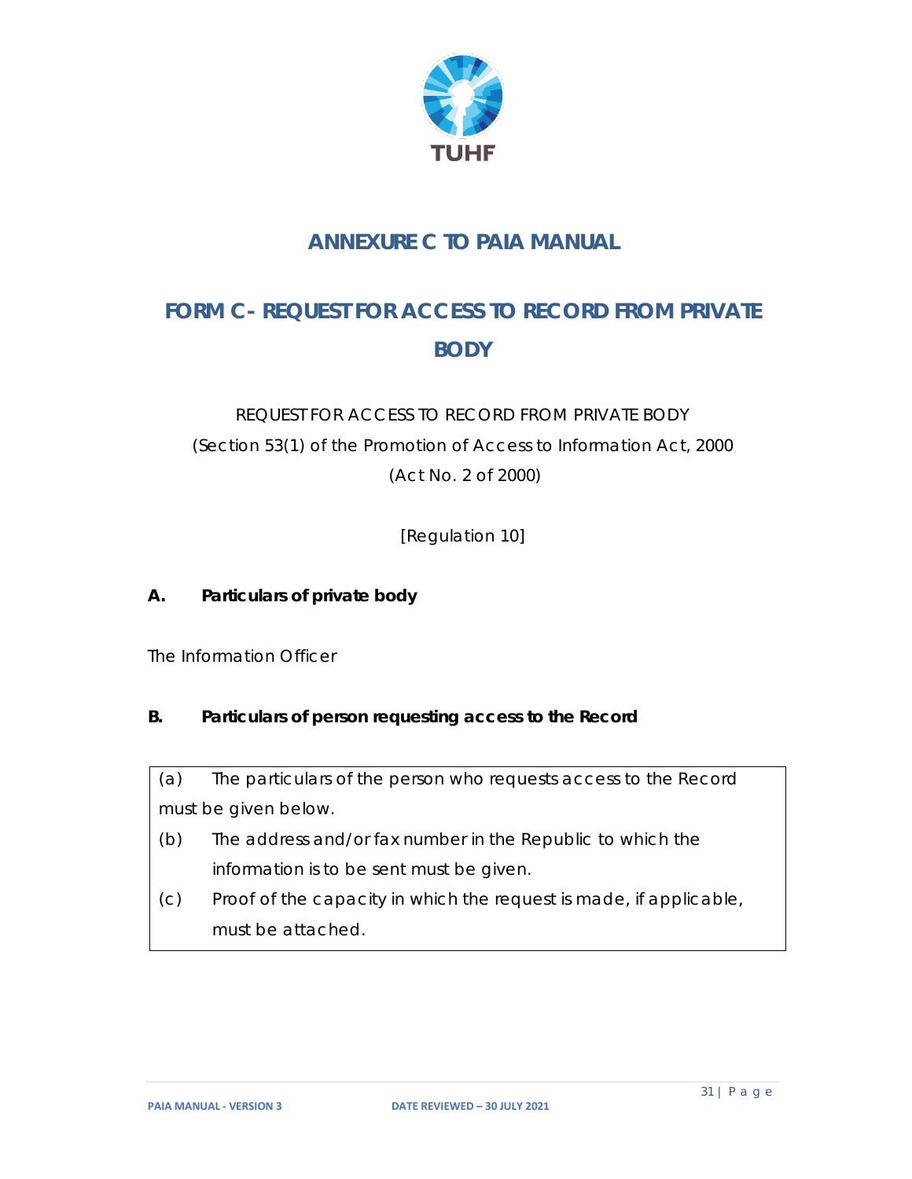TUHF

# ANNEXURE C TO PAIA MANUAL

# FORM C - REQUEST FOR ACCESS TO RECORD FROM PRIVATE BODY

REQUEST FOR ACCESS TO RECORD FROM PRIVATE BODY
(Section 53(1) of the Promotion of Access to Information Act, 2000
(Act No. 2 of 2000)

[Regulation 10]

### A. Particulars of private body

The Information Officer

### B. Particulars of person requesting access to the Record

| |
|---|
| (a) The particulars of the person who requests access to the Record must be given below.<br>(b) The address and/or fax number in the Republic to which the information is to be sent must be given.<br>(c) Proof of the capacity in which the request is made, if applicable, must be attached. |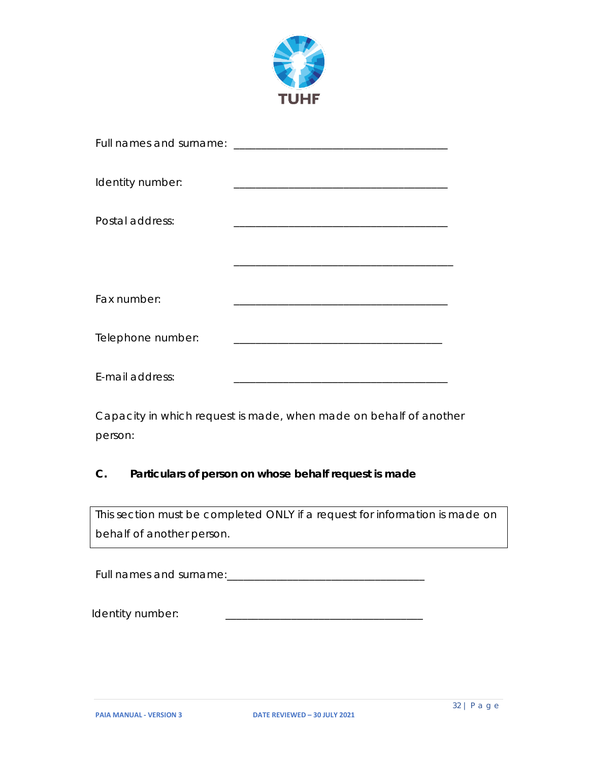Full names and surname: ______________________________________

Identity number: ______________________________________

Postal address: ______________________________________

______________________________________

Fax number: ______________________________________

Telephone number: ______________________________________

E-mail address: ______________________________________

Capacity in which request is made, when made on behalf of another person:

**C. Particulars of person on whose behalf request is made**

| This section must be completed ONLY if a request for information is made on behalf of another person. |
|---|

Full names and surname: ___________________________________

Identity number: ___________________________________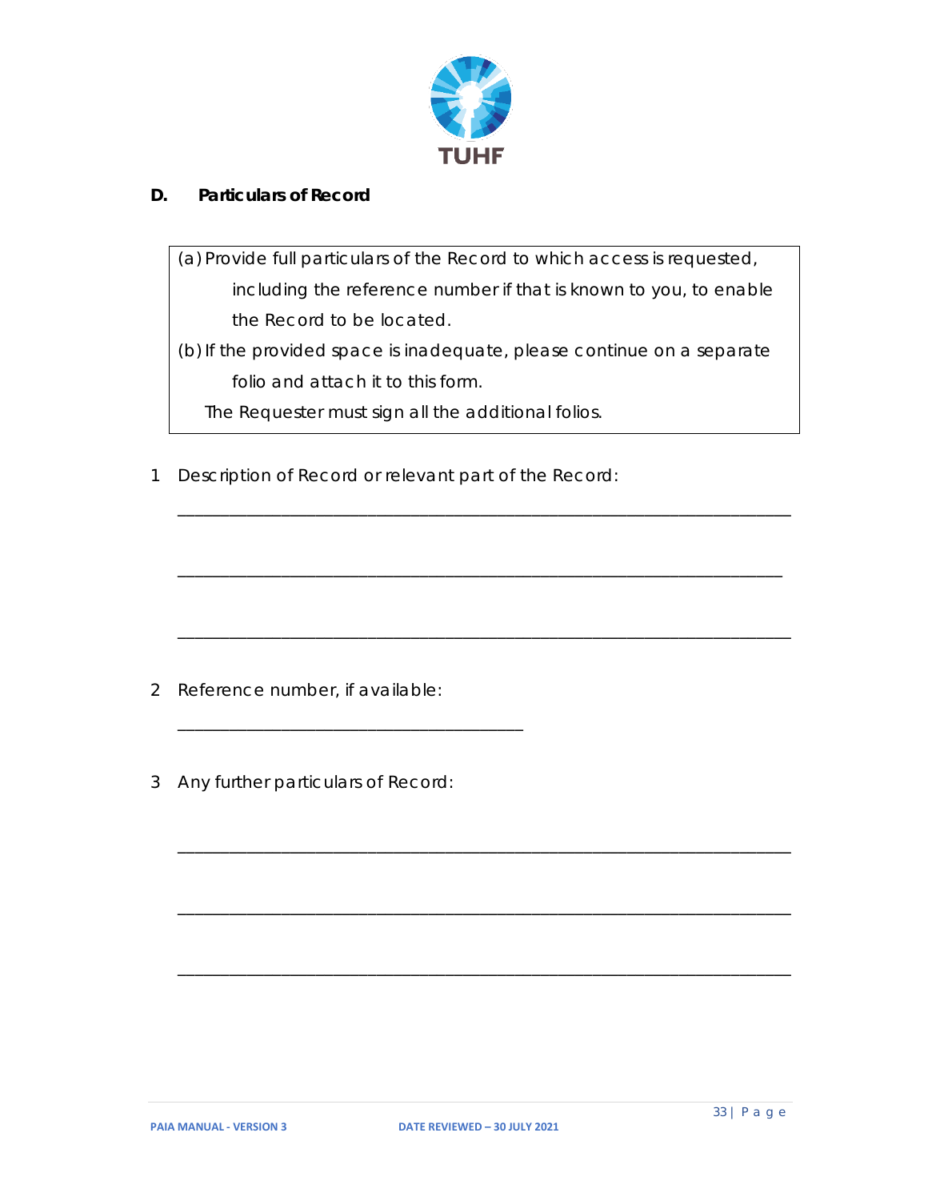## D. Particulars of Record

| |
|---|
| (a) Provide full particulars of the Record to which access is requested, including the reference number if that is known to you, to enable the Record to be located.<br>(b) If the provided space is inadequate, please continue on a separate folio and attach it to this form.<br>The Requester must sign all the additional folios. |

1 Description of Record or relevant part of the Record:

_____________________________________________________________________

_____________________________________________________________________

_____________________________________________________________________

2 Reference number, if available:

_______________________________________

3 Any further particulars of Record:

_____________________________________________________________________

_____________________________________________________________________

_____________________________________________________________________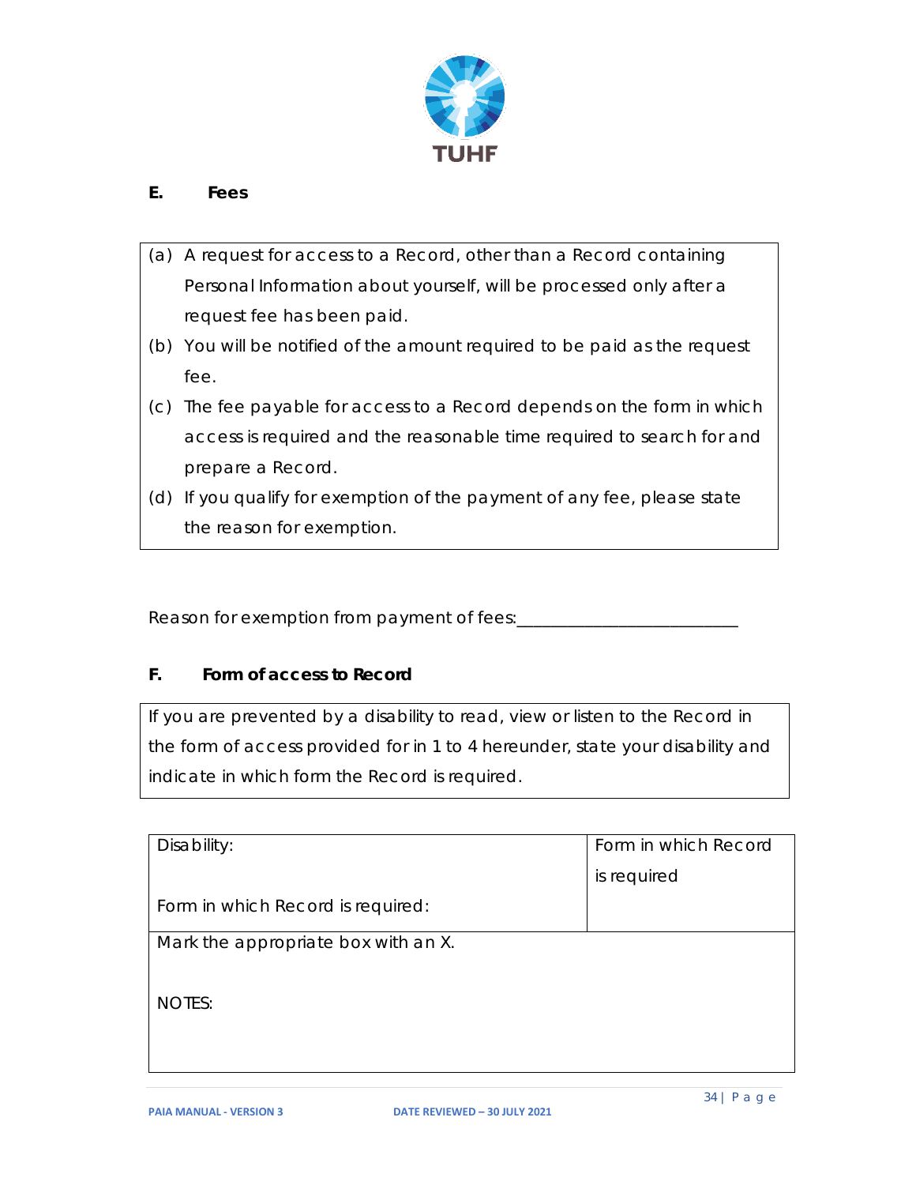## E. Fees

(a) A request for access to a Record, other than a Record containing Personal Information about yourself, will be processed only after a request fee has been paid.
(b) You will be notified of the amount required to be paid as the request fee.
(c) The fee payable for access to a Record depends on the form in which access is required and the reasonable time required to search for and prepare a Record.
(d) If you qualify for exemption of the payment of any fee, please state the reason for exemption.

Reason for exemption from payment of fees:_________________________

## F. Form of access to Record

If you are prevented by a disability to read, view or listen to the Record in the form of access provided for in 1 to 4 hereunder, state your disability and indicate in which form the Record is required.

| | |
|---|---|
| Disability:<br><br>Form in which Record is required: | Form in which Record is required |
| Mark the appropriate box with an X.<br><br>NOTES: | |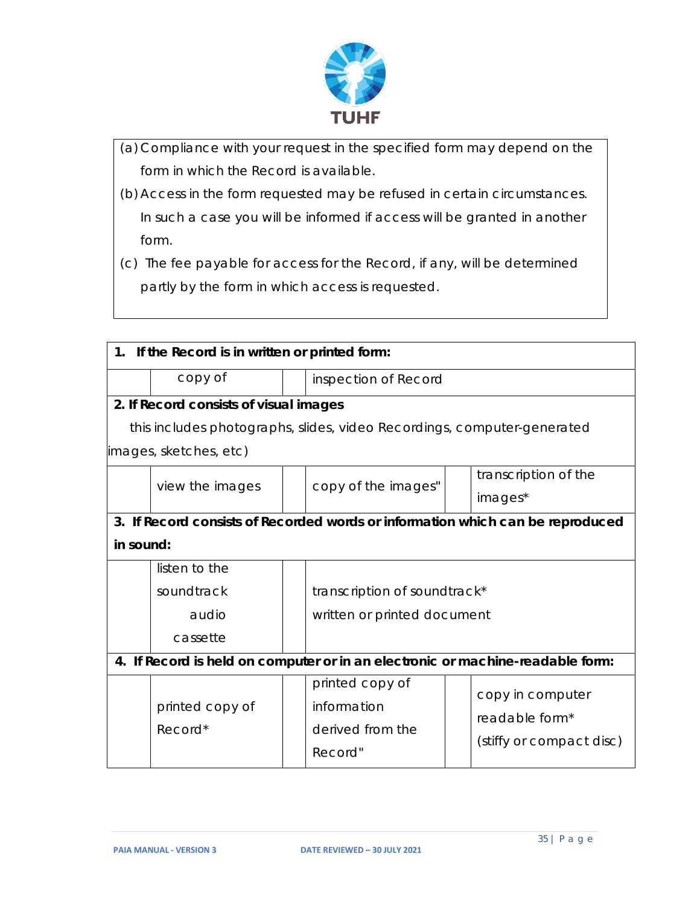TUHF

(a) Compliance with your request in the specified form may depend on the form in which the Record is available.
(b) Access in the form requested may be refused in certain circumstances. In such a case you will be informed if access will be granted in another form.
(c) The fee payable for access for the Record, if any, will be determined partly by the form in which access is requested.

| | | | | | |
|---|---|---|---|---|---|
| **1. If the Record is in written or printed form:** | | | | | |
| | copy of | | inspection of Record | | |
| **2. If Record consists of visual images** this includes photographs, slides, video Recordings, computer-generated images, sketches, etc) | | | | | |
| | view the images | | copy of the images" | | transcription of the images* |
| **3. If Record consists of Recorded words or information which can be reproduced in sound:** | | | | | |
| | listen to the soundtrack audio cassette | | transcription of soundtrack* written or printed document | | |
| **4. If Record is held on computer or in an electronic or machine-readable form:** | | | | | |
| | printed copy of Record* | | printed copy of information derived from the Record" | | copy in computer readable form* (stiffy or compact disc) |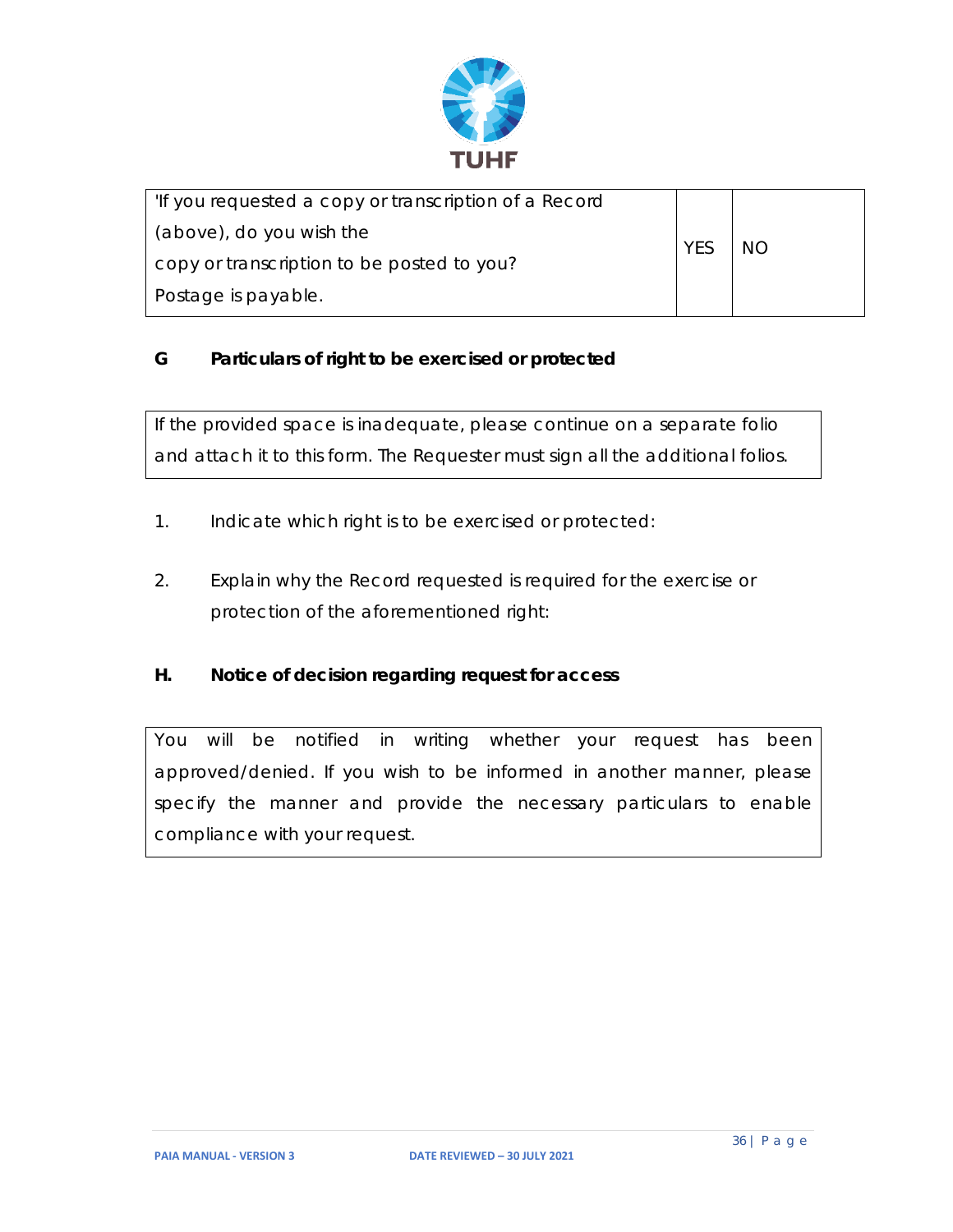| | | |
|---|---|---|
| 'If you requested a copy or transcription of a Record (above), do you wish the copy or transcription to be posted to you? Postage is payable. | YES | NO |

## G Particulars of right to be exercised or protected

| |
|---|
| If the provided space is inadequate, please continue on a separate folio and attach it to this form. The Requester must sign all the additional folios. |

1. Indicate which right is to be exercised or protected:

2. Explain why the Record requested is required for the exercise or protection of the aforementioned right:

## H. Notice of decision regarding request for access

| |
|---|
| You will be notified in writing whether your request has been approved/denied. If you wish to be informed in another manner, please specify the manner and provide the necessary particulars to enable compliance with your request. |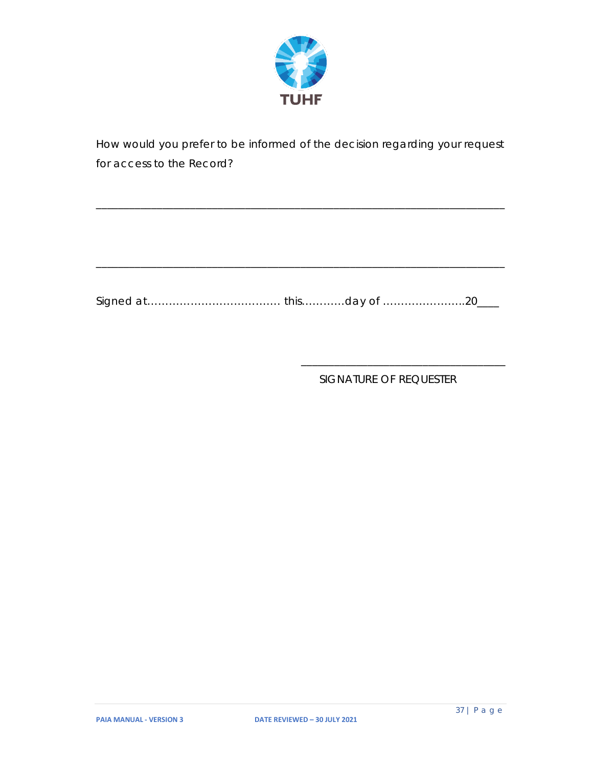How would you prefer to be informed of the decision regarding your request for access to the Record?

___________________________________________________________________________

___________________________________________________________________________

Signed at…………………………………. this…………day of …………………..20____

___________________________________

SIGNATURE OF REQUESTER